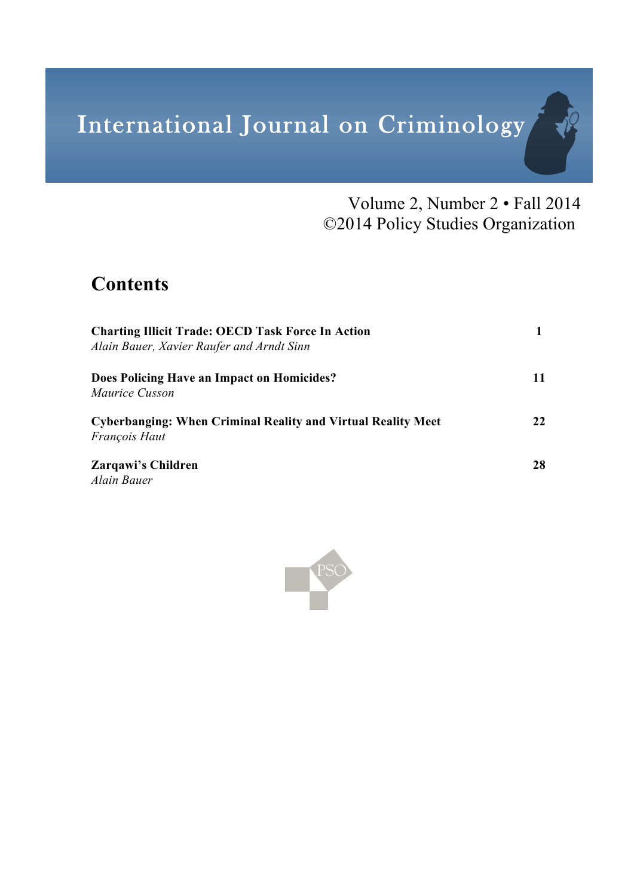# International Journal on Criminology

Volume 2, Number 2 • Fall 2014
©2014 Policy Studies Organization

## Contents

| | |
|---|---|
| **Charting Illicit Trade: OECD Task Force In Action**<br>*Alain Bauer, Xavier Raufer and Arndt Sinn* | **1** |
| **Does Policing Have an Impact on Homicides?**<br>*Maurice Cusson* | **11** |
| **Cyberbanging: When Criminal Reality and Virtual Reality Meet**<br>*François Haut* | **22** |
| **Zarqawi's Children**<br>*Alain Bauer* | **28** |

PSO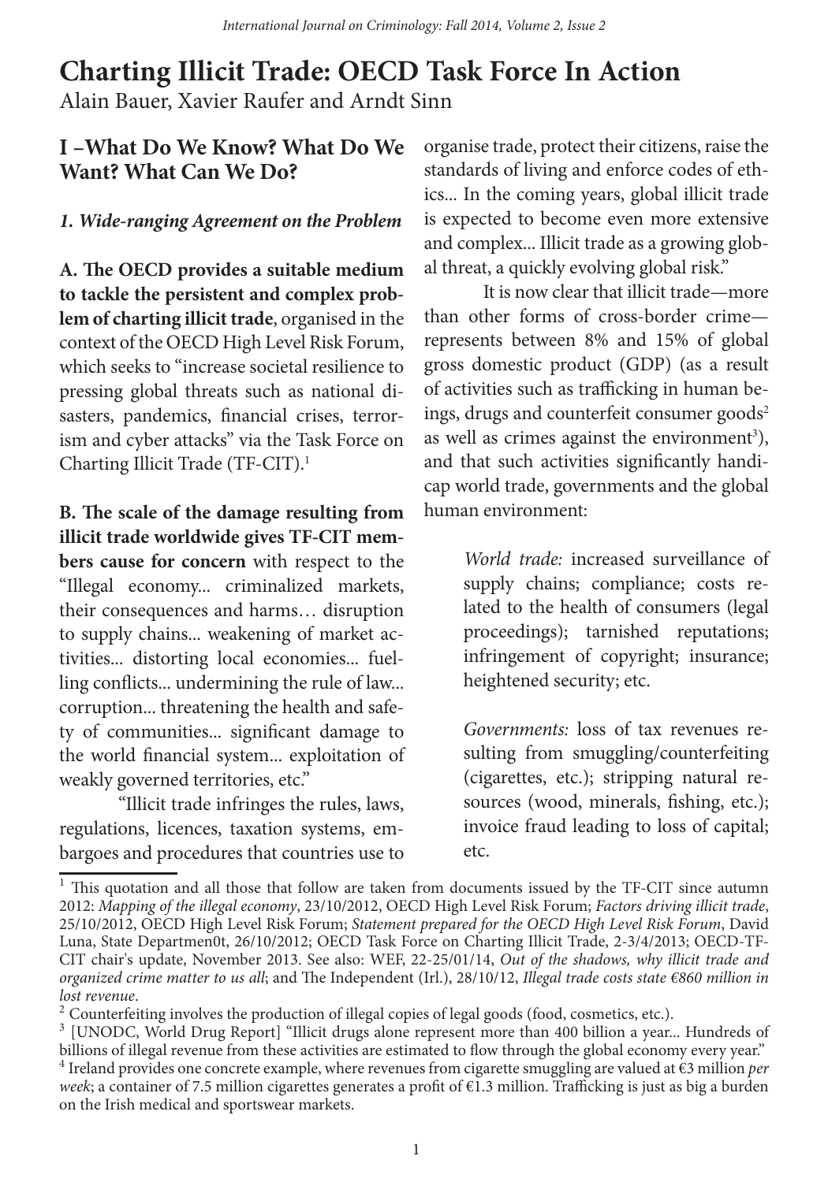# Charting Illicit Trade: OECD Task Force In Action

Alain Bauer, Xavier Raufer and Arndt Sinn

## I –What Do We Know? What Do We Want? What Can We Do?

### *1. Wide-ranging Agreement on the Problem*

**A. The OECD provides a suitable medium to tackle the persistent and complex problem of charting illicit trade**, organised in the context of the OECD High Level Risk Forum, which seeks to "increase societal resilience to pressing global threats such as national disasters, pandemics, financial crises, terrorism and cyber attacks" via the Task Force on Charting Illicit Trade (TF-CIT).[1]

**B. The scale of the damage resulting from illicit trade worldwide gives TF-CIT members cause for concern** with respect to the "Illegal economy... criminalized markets, their consequences and harms… disruption to supply chains... weakening of market activities... distorting local economies... fuelling conflicts... undermining the rule of law... corruption... threatening the health and safety of communities... significant damage to the world financial system... exploitation of weakly governed territories, etc."

"Illicit trade infringes the rules, laws, regulations, licences, taxation systems, embargoes and procedures that countries use to organise trade, protect their citizens, raise the standards of living and enforce codes of ethics... In the coming years, global illicit trade is expected to become even more extensive and complex... Illicit trade as a growing global threat, a quickly evolving global risk."

It is now clear that illicit trade—more than other forms of cross-border crime—represents between 8% and 15% of global gross domestic product (GDP) (as a result of activities such as trafficking in human beings, drugs and counterfeit consumer goods[2] as well as crimes against the environment[3]), and that such activities significantly handicap world trade, governments and the global human environment:

> *World trade:* increased surveillance of supply chains; compliance; costs related to the health of consumers (legal proceedings); tarnished reputations; infringement of copyright; insurance; heightened security; etc.
>
> *Governments:* loss of tax revenues resulting from smuggling/counterfeiting (cigarettes, etc.); stripping natural resources (wood, minerals, fishing, etc.); invoice fraud leading to loss of capital; etc.

---

[1] This quotation and all those that follow are taken from documents issued by the TF-CIT since autumn 2012: *Mapping of the illegal economy*, 23/10/2012, OECD High Level Risk Forum; *Factors driving illicit trade*, 25/10/2012, OECD High Level Risk Forum; *Statement prepared for the OECD High Level Risk Forum*, David Luna, State Departmen0t, 26/10/2012; OECD Task Force on Charting Illicit Trade, 2-3/4/2013; OECD-TF-CIT chair's update, November 2013. See also: WEF, 22-25/01/14, *Out of the shadows, why illicit trade and organized crime matter to us all*; and The Independent (Irl.), 28/10/12, *Illegal trade costs state €860 million in lost revenue*.

[2] Counterfeiting involves the production of illegal copies of legal goods (food, cosmetics, etc.).

[3] [UNODC, World Drug Report] "Illicit drugs alone represent more than 400 billion a year... Hundreds of billions of illegal revenue from these activities are estimated to flow through the global economy every year."

[4] Ireland provides one concrete example, where revenues from cigarette smuggling are valued at €3 million *per week*; a container of 7.5 million cigarettes generates a profit of €1.3 million. Trafficking is just as big a burden on the Irish medical and sportswear markets.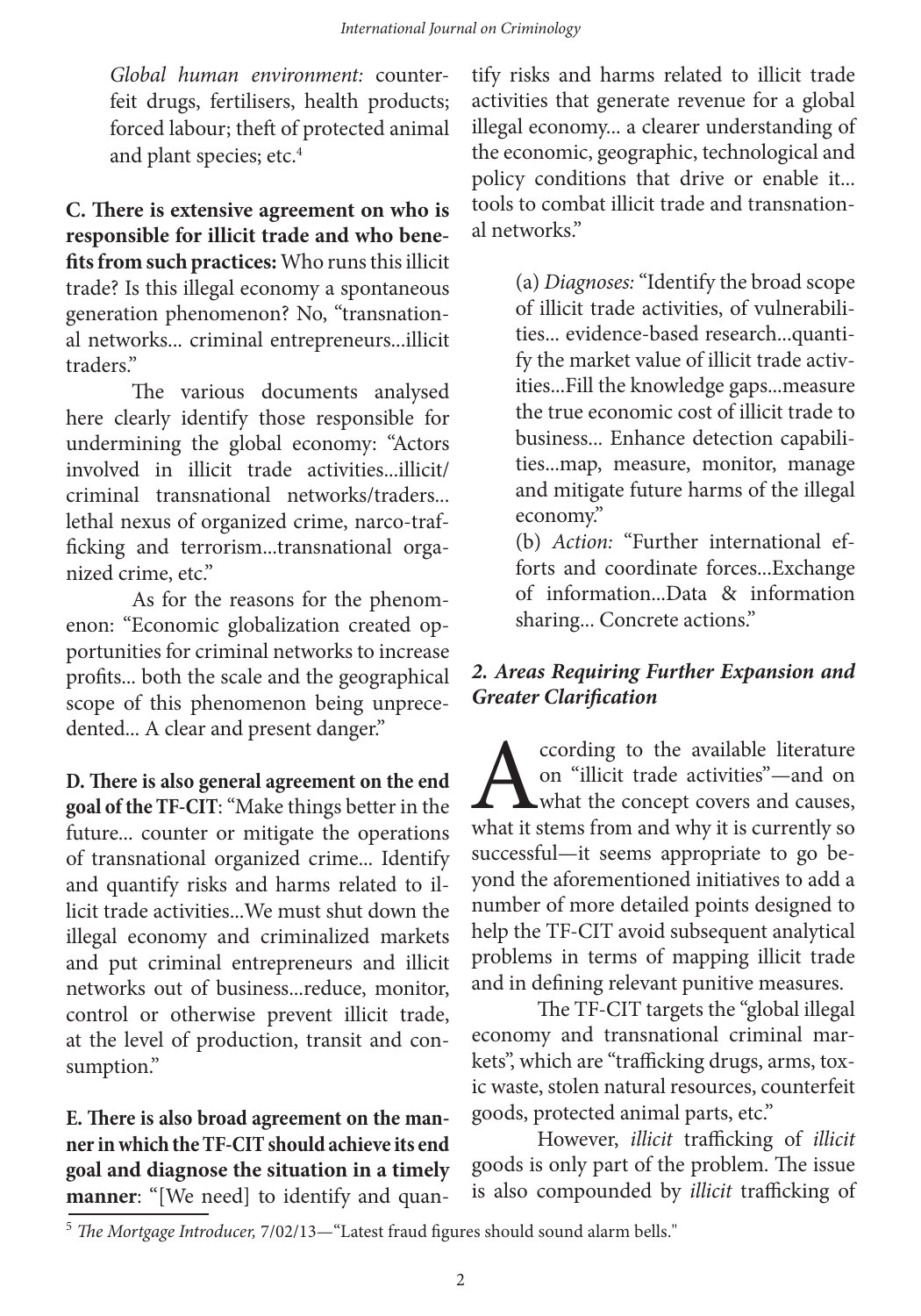*Global human environment:* counterfeit drugs, fertilisers, health products; forced labour; theft of protected animal and plant species; etc.[4]

**C. There is extensive agreement on who is responsible for illicit trade and who benefits from such practices:** Who runs this illicit trade? Is this illegal economy a spontaneous generation phenomenon? No, "transnational networks... criminal entrepreneurs...illicit traders."

The various documents analysed here clearly identify those responsible for undermining the global economy: "Actors involved in illicit trade activities...illicit/criminal transnational networks/traders... lethal nexus of organized crime, narco-trafficking and terrorism...transnational organized crime, etc."

As for the reasons for the phenomenon: "Economic globalization created opportunities for criminal networks to increase profits... both the scale and the geographical scope of this phenomenon being unprecedented... A clear and present danger."

**D. There is also general agreement on the end goal of the TF-CIT**: "Make things better in the future... counter or mitigate the operations of transnational organized crime... Identify and quantify risks and harms related to illicit trade activities...We must shut down the illegal economy and criminalized markets and put criminal entrepreneurs and illicit networks out of business...reduce, monitor, control or otherwise prevent illicit trade, at the level of production, transit and consumption."

**E. There is also broad agreement on the manner in which the TF-CIT should achieve its end goal and diagnose the situation in a timely manner**: "[We need] to identify and quantify risks and harms related to illicit trade activities that generate revenue for a global illegal economy... a clearer understanding of the economic, geographic, technological and policy conditions that drive or enable it... tools to combat illicit trade and transnational networks."

> (a) *Diagnoses:* "Identify the broad scope of illicit trade activities, of vulnerabilities... evidence-based research...quantify the market value of illicit trade activities...Fill the knowledge gaps...measure the true economic cost of illicit trade to business... Enhance detection capabilities...map, measure, monitor, manage and mitigate future harms of the illegal economy."
>
> (b) *Action:* "Further international efforts and coordinate forces...Exchange of information...Data & information sharing... Concrete actions."

### *2. Areas Requiring Further Expansion and Greater Clarification*

According to the available literature on "illicit trade activities"—and on what the concept covers and causes, what it stems from and why it is currently so successful—it seems appropriate to go beyond the aforementioned initiatives to add a number of more detailed points designed to help the TF-CIT avoid subsequent analytical problems in terms of mapping illicit trade and in defining relevant punitive measures.

The TF-CIT targets the "global illegal economy and transnational criminal markets", which are "trafficking drugs, arms, toxic waste, stolen natural resources, counterfeit goods, protected animal parts, etc."

However, *illicit* trafficking of *illicit* goods is only part of the problem. The issue is also compounded by *illicit* trafficking of

[5] *The Mortgage Introducer,* 7/02/13—"Latest fraud figures should sound alarm bells."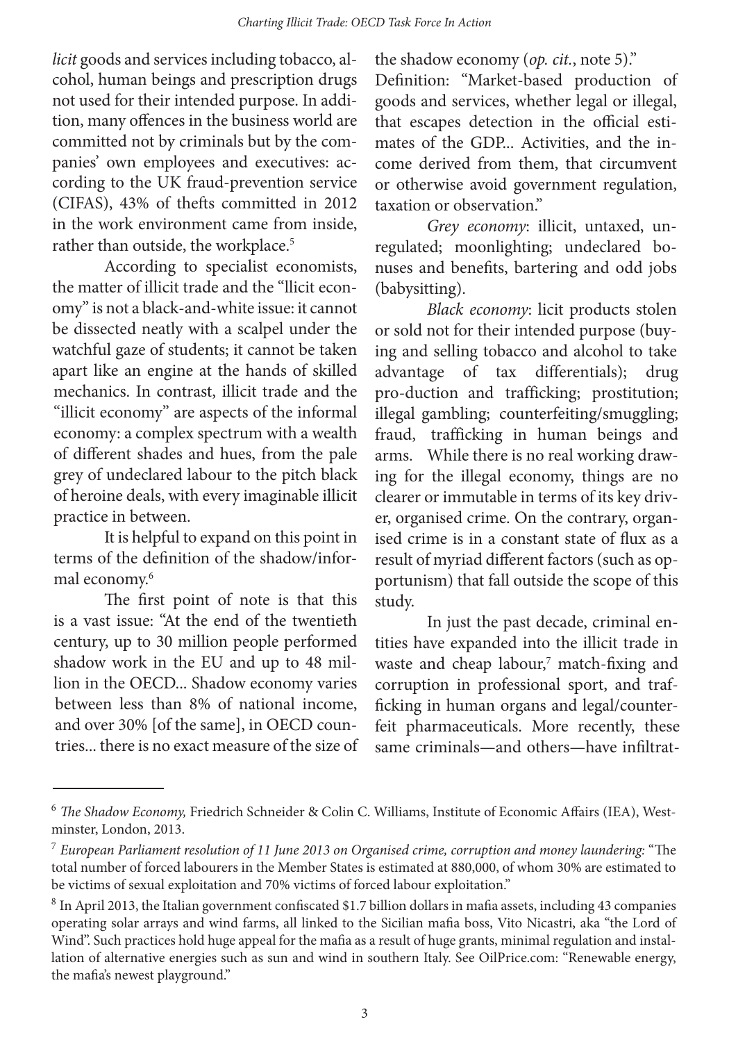*licit* goods and services including tobacco, alcohol, human beings and prescription drugs not used for their intended purpose. In addition, many offences in the business world are committed not by criminals but by the companies' own employees and executives: according to the UK fraud-prevention service (CIFAS), 43% of thefts committed in 2012 in the work environment came from inside, rather than outside, the workplace.[5]

According to specialist economists, the matter of illicit trade and the "llicit economy" is not a black-and-white issue: it cannot be dissected neatly with a scalpel under the watchful gaze of students; it cannot be taken apart like an engine at the hands of skilled mechanics. In contrast, illicit trade and the "illicit economy" are aspects of the informal economy: a complex spectrum with a wealth of different shades and hues, from the pale grey of undeclared labour to the pitch black of heroine deals, with every imaginable illicit practice in between.

It is helpful to expand on this point in terms of the definition of the shadow/informal economy.[6]

The first point of note is that this is a vast issue: "At the end of the twentieth century, up to 30 million people performed shadow work in the EU and up to 48 million in the OECD... Shadow economy varies between less than 8% of national income, and over 30% [of the same], in OECD countries... there is no exact measure of the size of the shadow economy (*op. cit.*, note 5)."

Definition: "Market-based production of goods and services, whether legal or illegal, that escapes detection in the official estimates of the GDP... Activities, and the income derived from them, that circumvent or otherwise avoid government regulation, taxation or observation."

*Grey economy*: illicit, untaxed, unregulated; moonlighting; undeclared bonuses and benefits, bartering and odd jobs (babysitting).

*Black economy*: licit products stolen or sold not for their intended purpose (buying and selling tobacco and alcohol to take advantage of tax differentials); drug pro-duction and trafficking; prostitution; illegal gambling; counterfeiting/smuggling; fraud, trafficking in human beings and arms. While there is no real working drawing for the illegal economy, things are no clearer or immutable in terms of its key driver, organised crime. On the contrary, organised crime is in a constant state of flux as a result of myriad different factors (such as opportunism) that fall outside the scope of this study.

In just the past decade, criminal entities have expanded into the illicit trade in waste and cheap labour,[7] match-fixing and corruption in professional sport, and trafficking in human organs and legal/counterfeit pharmaceuticals. More recently, these same criminals—and others—have infiltrat-

---

[6] *The Shadow Economy,* Friedrich Schneider & Colin C. Williams, Institute of Economic Affairs (IEA), Westminster, London, 2013.

[7] *European Parliament resolution of 11 June 2013 on Organised crime, corruption and money laundering:* "The total number of forced labourers in the Member States is estimated at 880,000, of whom 30% are estimated to be victims of sexual exploitation and 70% victims of forced labour exploitation."

[8] In April 2013, the Italian government confiscated $1.7 billion dollars in mafia assets, including 43 companies operating solar arrays and wind farms, all linked to the Sicilian mafia boss, Vito Nicastri, aka "the Lord of Wind". Such practices hold huge appeal for the mafia as a result of huge grants, minimal regulation and installation of alternative energies such as sun and wind in southern Italy. See OilPrice.com: "Renewable energy, the mafia's newest playground."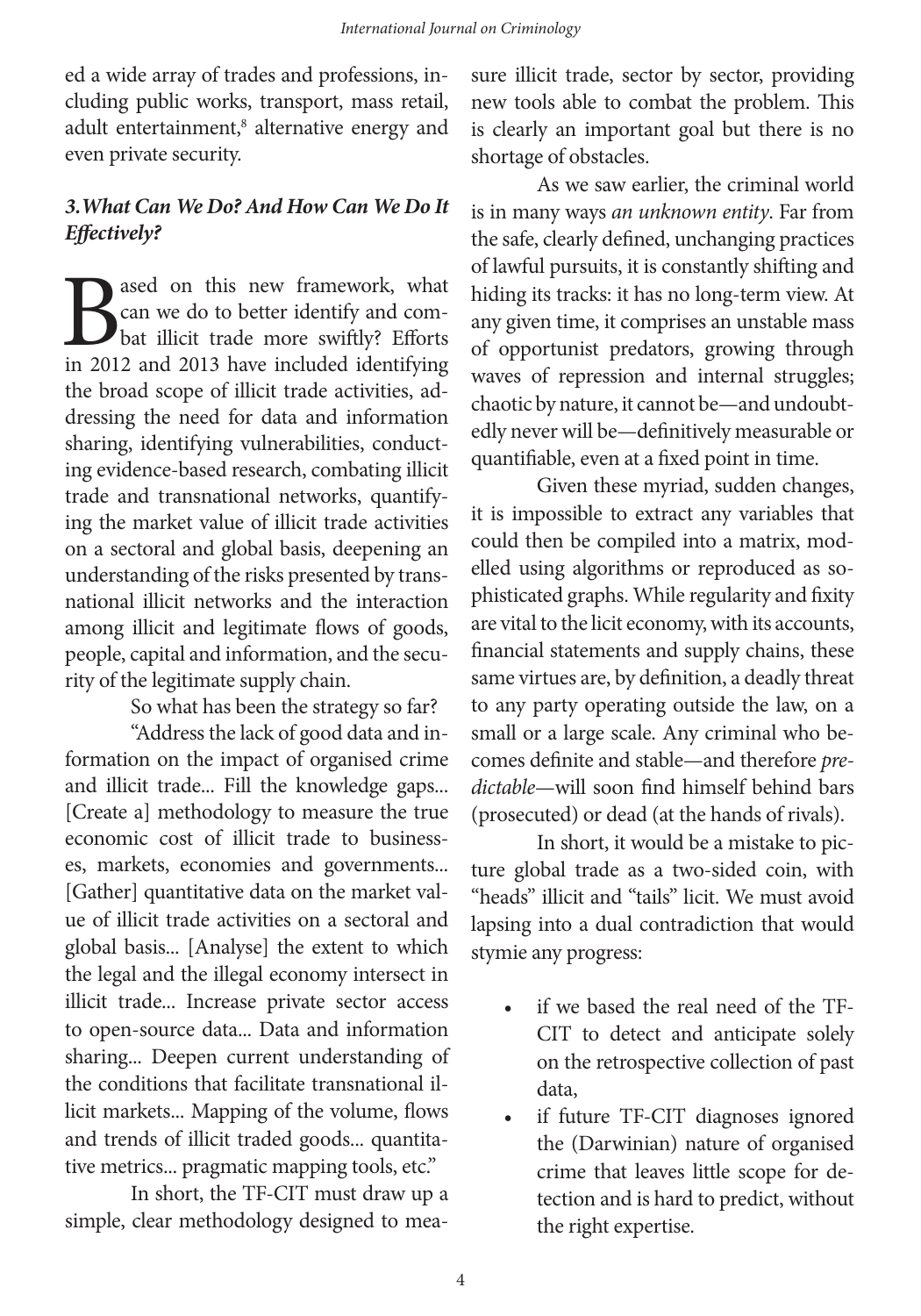ed a wide array of trades and professions, including public works, transport, mass retail, adult entertainment,[8] alternative energy and even private security.

### *3. What Can We Do? And How Can We Do It Effectively?*

Based on this new framework, what can we do to better identify and combat illicit trade more swiftly? Efforts in 2012 and 2013 have included identifying the broad scope of illicit trade activities, addressing the need for data and information sharing, identifying vulnerabilities, conducting evidence-based research, combating illicit trade and transnational networks, quantifying the market value of illicit trade activities on a sectoral and global basis, deepening an understanding of the risks presented by transnational illicit networks and the interaction among illicit and legitimate flows of goods, people, capital and information, and the security of the legitimate supply chain.

So what has been the strategy so far?

"Address the lack of good data and information on the impact of organised crime and illicit trade... Fill the knowledge gaps... [Create a] methodology to measure the true economic cost of illicit trade to businesses, markets, economies and governments... [Gather] quantitative data on the market value of illicit trade activities on a sectoral and global basis... [Analyse] the extent to which the legal and the illegal economy intersect in illicit trade... Increase private sector access to open-source data... Data and information sharing... Deepen current understanding of the conditions that facilitate transnational illicit markets... Mapping of the volume, flows and trends of illicit traded goods... quantitative metrics... pragmatic mapping tools, etc."

In short, the TF-CIT must draw up a simple, clear methodology designed to measure illicit trade, sector by sector, providing new tools able to combat the problem. This is clearly an important goal but there is no shortage of obstacles.

As we saw earlier, the criminal world is in many ways *an unknown entity*. Far from the safe, clearly defined, unchanging practices of lawful pursuits, it is constantly shifting and hiding its tracks: it has no long-term view. At any given time, it comprises an unstable mass of opportunist predators, growing through waves of repression and internal struggles; chaotic by nature, it cannot be—and undoubtedly never will be—definitively measurable or quantifiable, even at a fixed point in time.

Given these myriad, sudden changes, it is impossible to extract any variables that could then be compiled into a matrix, modelled using algorithms or reproduced as sophisticated graphs. While regularity and fixity are vital to the licit economy, with its accounts, financial statements and supply chains, these same virtues are, by definition, a deadly threat to any party operating outside the law, on a small or a large scale. Any criminal who becomes definite and stable—and therefore *predictable*—will soon find himself behind bars (prosecuted) or dead (at the hands of rivals).

In short, it would be a mistake to picture global trade as a two-sided coin, with "heads" illicit and "tails" licit. We must avoid lapsing into a dual contradiction that would stymie any progress:

- if we based the real need of the TF-CIT to detect and anticipate solely on the retrospective collection of past data,
- if future TF-CIT diagnoses ignored the (Darwinian) nature of organised crime that leaves little scope for detection and is hard to predict, without the right expertise.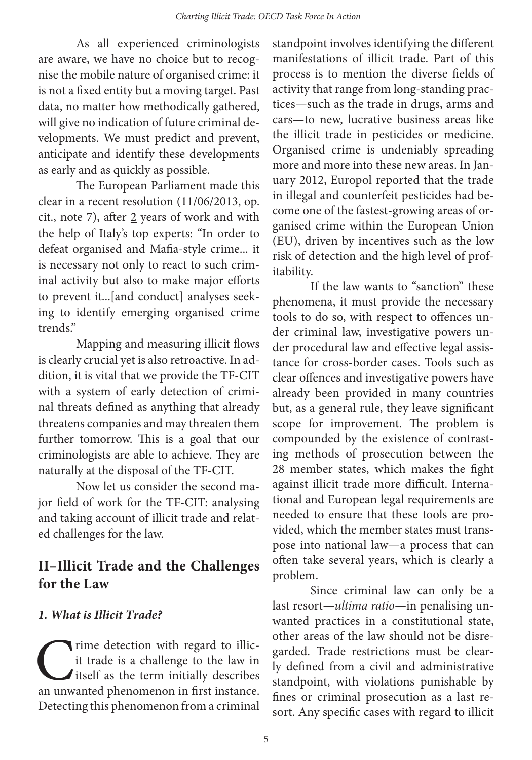As all experienced criminologists are aware, we have no choice but to recognise the mobile nature of organised crime: it is not a fixed entity but a moving target. Past data, no matter how methodically gathered, will give no indication of future criminal developments. We must predict and prevent, anticipate and identify these developments as early and as quickly as possible.

The European Parliament made this clear in a recent resolution (11/06/2013, op. cit., note 7), after 2 years of work and with the help of Italy's top experts: "In order to defeat organised and Mafia-style crime... it is necessary not only to react to such criminal activity but also to make major efforts to prevent it...[and conduct] analyses seeking to identify emerging organised crime trends."

Mapping and measuring illicit flows is clearly crucial yet is also retroactive. In addition, it is vital that we provide the TF-CIT with a system of early detection of criminal threats defined as anything that already threatens companies and may threaten them further tomorrow. This is a goal that our criminologists are able to achieve. They are naturally at the disposal of the TF-CIT.

Now let us consider the second major field of work for the TF-CIT: analysing and taking account of illicit trade and related challenges for the law.

## II–Illicit Trade and the Challenges for the Law

### *1. What is Illicit Trade?*

Crime detection with regard to illicit trade is a challenge to the law in itself as the term initially describes an unwanted phenomenon in first instance. Detecting this phenomenon from a criminal standpoint involves identifying the different manifestations of illicit trade. Part of this process is to mention the diverse fields of activity that range from long-standing practices—such as the trade in drugs, arms and cars—to new, lucrative business areas like the illicit trade in pesticides or medicine. Organised crime is undeniably spreading more and more into these new areas. In January 2012, Europol reported that the trade in illegal and counterfeit pesticides had become one of the fastest-growing areas of organised crime within the European Union (EU), driven by incentives such as the low risk of detection and the high level of profitability.

If the law wants to "sanction" these phenomena, it must provide the necessary tools to do so, with respect to offences under criminal law, investigative powers under procedural law and effective legal assistance for cross-border cases. Tools such as clear offences and investigative powers have already been provided in many countries but, as a general rule, they leave significant scope for improvement. The problem is compounded by the existence of contrasting methods of prosecution between the 28 member states, which makes the fight against illicit trade more difficult. International and European legal requirements are needed to ensure that these tools are provided, which the member states must transpose into national law—a process that can often take several years, which is clearly a problem.

Since criminal law can only be a last resort—*ultima ratio*—in penalising unwanted practices in a constitutional state, other areas of the law should not be disregarded. Trade restrictions must be clearly defined from a civil and administrative standpoint, with violations punishable by fines or criminal prosecution as a last resort. Any specific cases with regard to illicit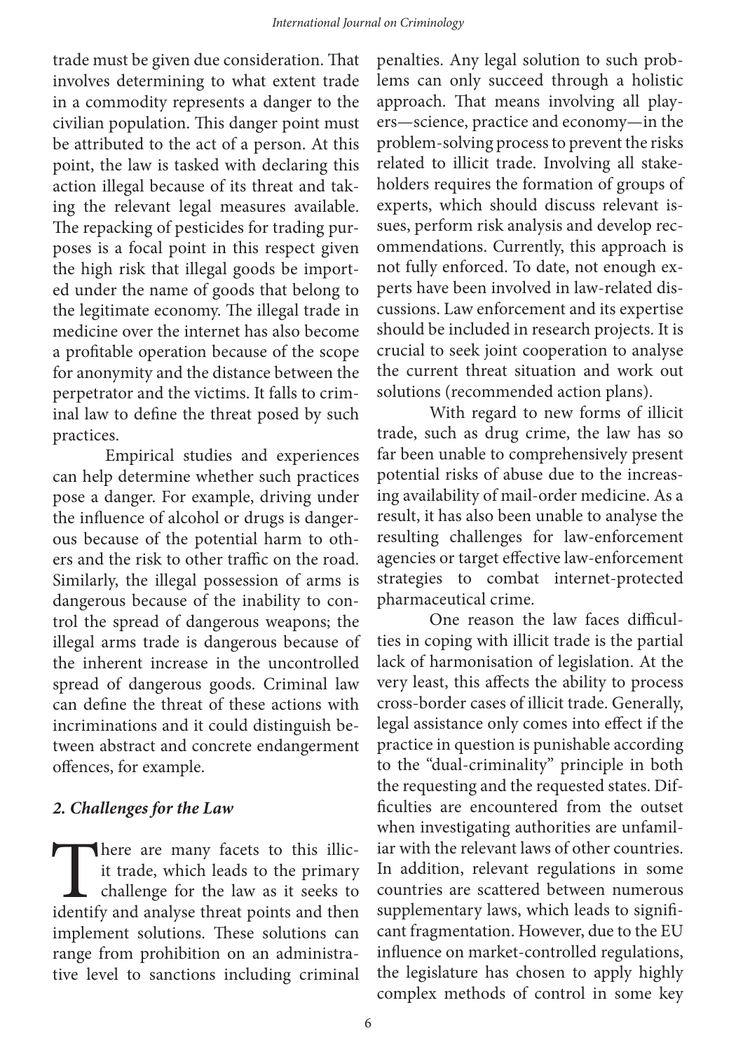trade must be given due consideration. That involves determining to what extent trade in a commodity represents a danger to the civilian population. This danger point must be attributed to the act of a person. At this point, the law is tasked with declaring this action illegal because of its threat and taking the relevant legal measures available. The repacking of pesticides for trading purposes is a focal point in this respect given the high risk that illegal goods be imported under the name of goods that belong to the legitimate economy. The illegal trade in medicine over the internet has also become a profitable operation because of the scope for anonymity and the distance between the perpetrator and the victims. It falls to criminal law to define the threat posed by such practices.

Empirical studies and experiences can help determine whether such practices pose a danger. For example, driving under the influence of alcohol or drugs is dangerous because of the potential harm to others and the risk to other traffic on the road. Similarly, the illegal possession of arms is dangerous because of the inability to control the spread of dangerous weapons; the illegal arms trade is dangerous because of the inherent increase in the uncontrolled spread of dangerous goods. Criminal law can define the threat of these actions with incriminations and it could distinguish between abstract and concrete endangerment offences, for example.

## *2. Challenges for the Law*

There are many facets to this illicit trade, which leads to the primary challenge for the law as it seeks to identify and analyse threat points and then implement solutions. These solutions can range from prohibition on an administrative level to sanctions including criminal penalties. Any legal solution to such problems can only succeed through a holistic approach. That means involving all players—science, practice and economy—in the problem-solving process to prevent the risks related to illicit trade. Involving all stakeholders requires the formation of groups of experts, which should discuss relevant issues, perform risk analysis and develop recommendations. Currently, this approach is not fully enforced. To date, not enough experts have been involved in law-related discussions. Law enforcement and its expertise should be included in research projects. It is crucial to seek joint cooperation to analyse the current threat situation and work out solutions (recommended action plans).

With regard to new forms of illicit trade, such as drug crime, the law has so far been unable to comprehensively present potential risks of abuse due to the increasing availability of mail-order medicine. As a result, it has also been unable to analyse the resulting challenges for law-enforcement agencies or target effective law-enforcement strategies to combat internet-protected pharmaceutical crime.

One reason the law faces difficulties in coping with illicit trade is the partial lack of harmonisation of legislation. At the very least, this affects the ability to process cross-border cases of illicit trade. Generally, legal assistance only comes into effect if the practice in question is punishable according to the "dual-criminality" principle in both the requesting and the requested states. Difficulties are encountered from the outset when investigating authorities are unfamiliar with the relevant laws of other countries. In addition, relevant regulations in some countries are scattered between numerous supplementary laws, which leads to significant fragmentation. However, due to the EU influence on market-controlled regulations, the legislature has chosen to apply highly complex methods of control in some key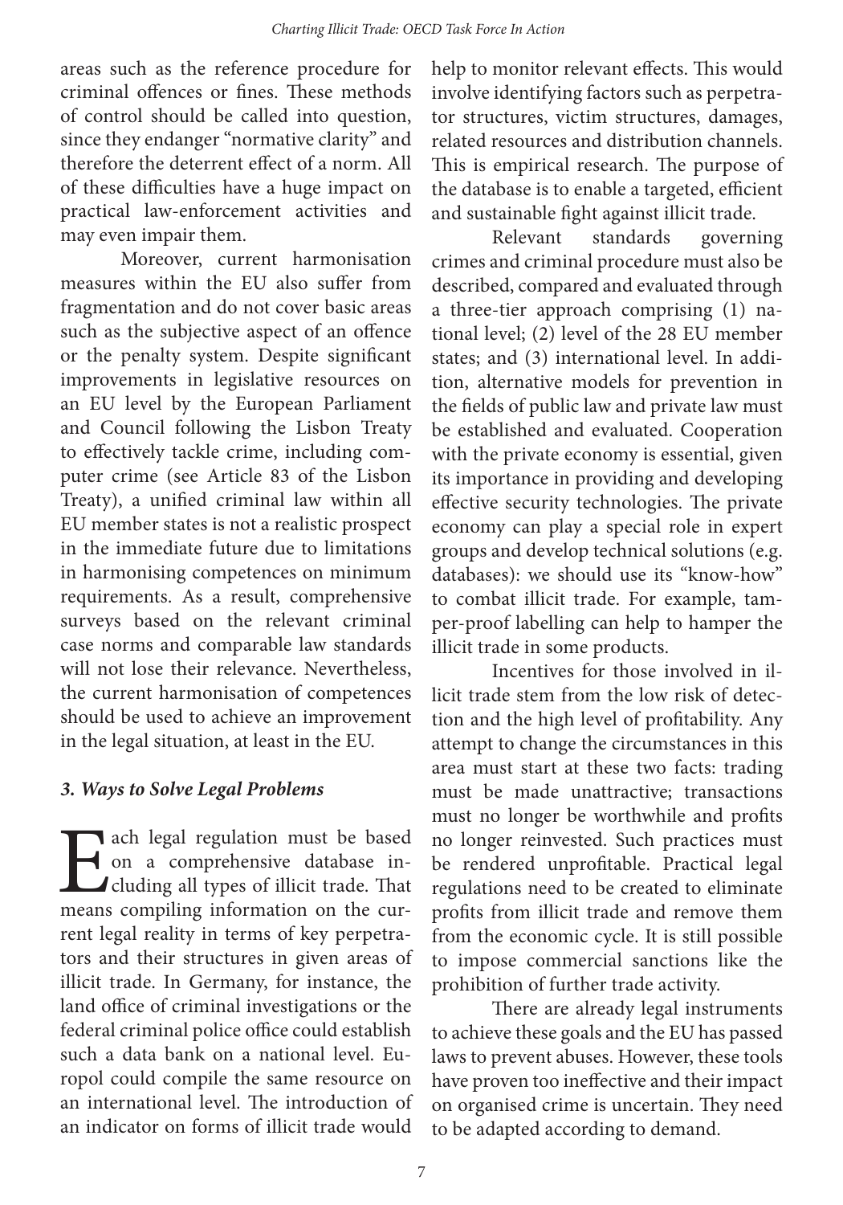areas such as the reference procedure for criminal offences or fines. These methods of control should be called into question, since they endanger "normative clarity" and therefore the deterrent effect of a norm. All of these difficulties have a huge impact on practical law-enforcement activities and may even impair them.

Moreover, current harmonisation measures within the EU also suffer from fragmentation and do not cover basic areas such as the subjective aspect of an offence or the penalty system. Despite significant improvements in legislative resources on an EU level by the European Parliament and Council following the Lisbon Treaty to effectively tackle crime, including computer crime (see Article 83 of the Lisbon Treaty), a unified criminal law within all EU member states is not a realistic prospect in the immediate future due to limitations in harmonising competences on minimum requirements. As a result, comprehensive surveys based on the relevant criminal case norms and comparable law standards will not lose their relevance. Nevertheless, the current harmonisation of competences should be used to achieve an improvement in the legal situation, at least in the EU.

### *3. Ways to Solve Legal Problems*

Each legal regulation must be based on a comprehensive database including all types of illicit trade. That means compiling information on the current legal reality in terms of key perpetrators and their structures in given areas of illicit trade. In Germany, for instance, the land office of criminal investigations or the federal criminal police office could establish such a data bank on a national level. Europol could compile the same resource on an international level. The introduction of an indicator on forms of illicit trade would help to monitor relevant effects. This would involve identifying factors such as perpetrator structures, victim structures, damages, related resources and distribution channels. This is empirical research. The purpose of the database is to enable a targeted, efficient and sustainable fight against illicit trade.

Relevant standards governing crimes and criminal procedure must also be described, compared and evaluated through a three-tier approach comprising (1) national level; (2) level of the 28 EU member states; and (3) international level. In addition, alternative models for prevention in the fields of public law and private law must be established and evaluated. Cooperation with the private economy is essential, given its importance in providing and developing effective security technologies. The private economy can play a special role in expert groups and develop technical solutions (e.g. databases): we should use its "know-how" to combat illicit trade. For example, tamper-proof labelling can help to hamper the illicit trade in some products.

Incentives for those involved in illicit trade stem from the low risk of detection and the high level of profitability. Any attempt to change the circumstances in this area must start at these two facts: trading must be made unattractive; transactions must no longer be worthwhile and profits no longer reinvested. Such practices must be rendered unprofitable. Practical legal regulations need to be created to eliminate profits from illicit trade and remove them from the economic cycle. It is still possible to impose commercial sanctions like the prohibition of further trade activity.

There are already legal instruments to achieve these goals and the EU has passed laws to prevent abuses. However, these tools have proven too ineffective and their impact on organised crime is uncertain. They need to be adapted according to demand.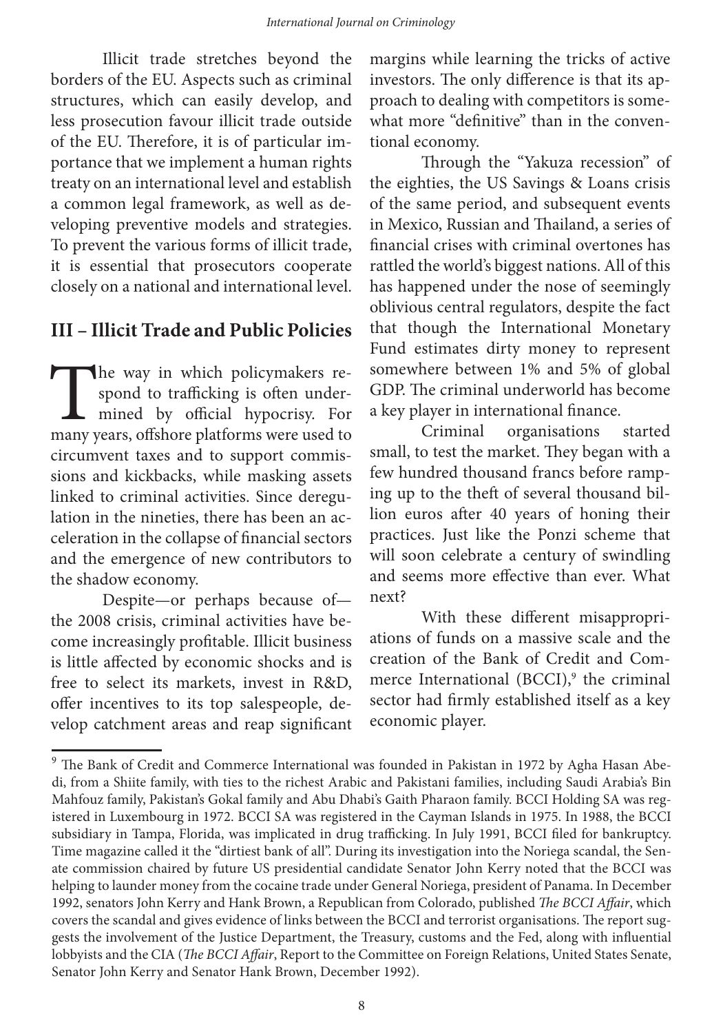Illicit trade stretches beyond the borders of the EU. Aspects such as criminal structures, which can easily develop, and less prosecution favour illicit trade outside of the EU. Therefore, it is of particular importance that we implement a human rights treaty on an international level and establish a common legal framework, as well as developing preventive models and strategies. To prevent the various forms of illicit trade, it is essential that prosecutors cooperate closely on a national and international level.

## III – Illicit Trade and Public Policies

The way in which policymakers respond to trafficking is often undermined by official hypocrisy. For many years, offshore platforms were used to circumvent taxes and to support commissions and kickbacks, while masking assets linked to criminal activities. Since deregulation in the nineties, there has been an acceleration in the collapse of financial sectors and the emergence of new contributors to the shadow economy.

Despite—or perhaps because of—the 2008 crisis, criminal activities have become increasingly profitable. Illicit business is little affected by economic shocks and is free to select its markets, invest in R&D, offer incentives to its top salespeople, develop catchment areas and reap significant margins while learning the tricks of active investors. The only difference is that its approach to dealing with competitors is somewhat more "definitive" than in the conventional economy.

Through the "Yakuza recession" of the eighties, the US Savings & Loans crisis of the same period, and subsequent events in Mexico, Russian and Thailand, a series of financial crises with criminal overtones has rattled the world's biggest nations. All of this has happened under the nose of seemingly oblivious central regulators, despite the fact that though the International Monetary Fund estimates dirty money to represent somewhere between 1% and 5% of global GDP. The criminal underworld has become a key player in international finance.

Criminal organisations started small, to test the market. They began with a few hundred thousand francs before ramping up to the theft of several thousand billion euros after 40 years of honing their practices. Just like the Ponzi scheme that will soon celebrate a century of swindling and seems more effective than ever. What next?

With these different misappropriations of funds on a massive scale and the creation of the Bank of Credit and Commerce International (BCCI),[9] the criminal sector had firmly established itself as a key economic player.

---

[9] The Bank of Credit and Commerce International was founded in Pakistan in 1972 by Agha Hasan Abedi, from a Shiite family, with ties to the richest Arabic and Pakistani families, including Saudi Arabia's Bin Mahfouz family, Pakistan's Gokal family and Abu Dhabi's Gaith Pharaon family. BCCI Holding SA was registered in Luxembourg in 1972. BCCI SA was registered in the Cayman Islands in 1975. In 1988, the BCCI subsidiary in Tampa, Florida, was implicated in drug trafficking. In July 1991, BCCI filed for bankruptcy. Time magazine called it the "dirtiest bank of all". During its investigation into the Noriega scandal, the Senate commission chaired by future US presidential candidate Senator John Kerry noted that the BCCI was helping to launder money from the cocaine trade under General Noriega, president of Panama. In December 1992, senators John Kerry and Hank Brown, a Republican from Colorado, published *The BCCI Affair*, which covers the scandal and gives evidence of links between the BCCI and terrorist organisations. The report suggests the involvement of the Justice Department, the Treasury, customs and the Fed, along with influential lobbyists and the CIA (*The BCCI Affair*, Report to the Committee on Foreign Relations, United States Senate, Senator John Kerry and Senator Hank Brown, December 1992).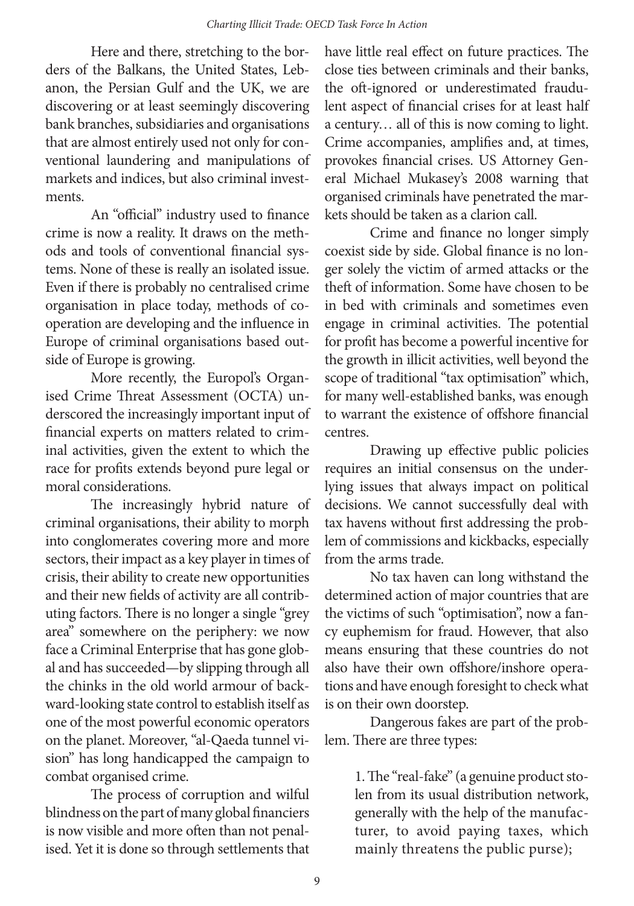Here and there, stretching to the borders of the Balkans, the United States, Lebanon, the Persian Gulf and the UK, we are discovering or at least seemingly discovering bank branches, subsidiaries and organisations that are almost entirely used not only for conventional laundering and manipulations of markets and indices, but also criminal investments.

An "official" industry used to finance crime is now a reality. It draws on the methods and tools of conventional financial systems. None of these is really an isolated issue. Even if there is probably no centralised crime organisation in place today, methods of cooperation are developing and the influence in Europe of criminal organisations based outside of Europe is growing.

More recently, the Europol's Organised Crime Threat Assessment (OCTA) underscored the increasingly important input of financial experts on matters related to criminal activities, given the extent to which the race for profits extends beyond pure legal or moral considerations.

The increasingly hybrid nature of criminal organisations, their ability to morph into conglomerates covering more and more sectors, their impact as a key player in times of crisis, their ability to create new opportunities and their new fields of activity are all contributing factors. There is no longer a single "grey area" somewhere on the periphery: we now face a Criminal Enterprise that has gone global and has succeeded—by slipping through all the chinks in the old world armour of backward-looking state control to establish itself as one of the most powerful economic operators on the planet. Moreover, "al-Qaeda tunnel vision" has long handicapped the campaign to combat organised crime.

The process of corruption and wilful blindness on the part of many global financiers is now visible and more often than not penalised. Yet it is done so through settlements that have little real effect on future practices. The close ties between criminals and their banks, the oft-ignored or underestimated fraudulent aspect of financial crises for at least half a century… all of this is now coming to light. Crime accompanies, amplifies and, at times, provokes financial crises. US Attorney General Michael Mukasey's 2008 warning that organised criminals have penetrated the markets should be taken as a clarion call.

Crime and finance no longer simply coexist side by side. Global finance is no longer solely the victim of armed attacks or the theft of information. Some have chosen to be in bed with criminals and sometimes even engage in criminal activities. The potential for profit has become a powerful incentive for the growth in illicit activities, well beyond the scope of traditional "tax optimisation" which, for many well-established banks, was enough to warrant the existence of offshore financial centres.

Drawing up effective public policies requires an initial consensus on the underlying issues that always impact on political decisions. We cannot successfully deal with tax havens without first addressing the problem of commissions and kickbacks, especially from the arms trade.

No tax haven can long withstand the determined action of major countries that are the victims of such "optimisation", now a fancy euphemism for fraud. However, that also means ensuring that these countries do not also have their own offshore/inshore operations and have enough foresight to check what is on their own doorstep.

Dangerous fakes are part of the problem. There are three types:

> 1. The "real-fake" (a genuine product stolen from its usual distribution network, generally with the help of the manufacturer, to avoid paying taxes, which mainly threatens the public purse);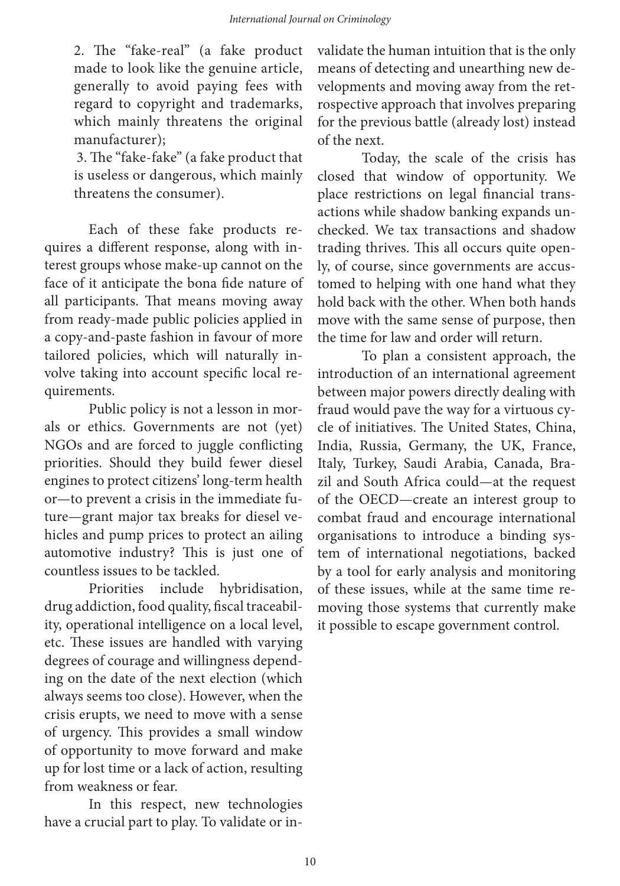2. The "fake-real" (a fake product made to look like the genuine article, generally to avoid paying fees with regard to copyright and trademarks, which mainly threatens the original manufacturer);

3. The "fake-fake" (a fake product that is useless or dangerous, which mainly threatens the consumer).

Each of these fake products requires a different response, along with interest groups whose make-up cannot on the face of it anticipate the bona fide nature of all participants. That means moving away from ready-made public policies applied in a copy-and-paste fashion in favour of more tailored policies, which will naturally involve taking into account specific local requirements.

Public policy is not a lesson in morals or ethics. Governments are not (yet) NGOs and are forced to juggle conflicting priorities. Should they build fewer diesel engines to protect citizens' long-term health or—to prevent a crisis in the immediate future—grant major tax breaks for diesel vehicles and pump prices to protect an ailing automotive industry? This is just one of countless issues to be tackled.

Priorities include hybridisation, drug addiction, food quality, fiscal traceability, operational intelligence on a local level, etc. These issues are handled with varying degrees of courage and willingness depending on the date of the next election (which always seems too close). However, when the crisis erupts, we need to move with a sense of urgency. This provides a small window of opportunity to move forward and make up for lost time or a lack of action, resulting from weakness or fear.

In this respect, new technologies have a crucial part to play. To validate or invalidate the human intuition that is the only means of detecting and unearthing new developments and moving away from the retrospective approach that involves preparing for the previous battle (already lost) instead of the next.

Today, the scale of the crisis has closed that window of opportunity. We place restrictions on legal financial transactions while shadow banking expands unchecked. We tax transactions and shadow trading thrives. This all occurs quite openly, of course, since governments are accustomed to helping with one hand what they hold back with the other. When both hands move with the same sense of purpose, then the time for law and order will return.

To plan a consistent approach, the introduction of an international agreement between major powers directly dealing with fraud would pave the way for a virtuous cycle of initiatives. The United States, China, India, Russia, Germany, the UK, France, Italy, Turkey, Saudi Arabia, Canada, Brazil and South Africa could—at the request of the OECD—create an interest group to combat fraud and encourage international organisations to introduce a binding system of international negotiations, backed by a tool for early analysis and monitoring of these issues, while at the same time removing those systems that currently make it possible to escape government control.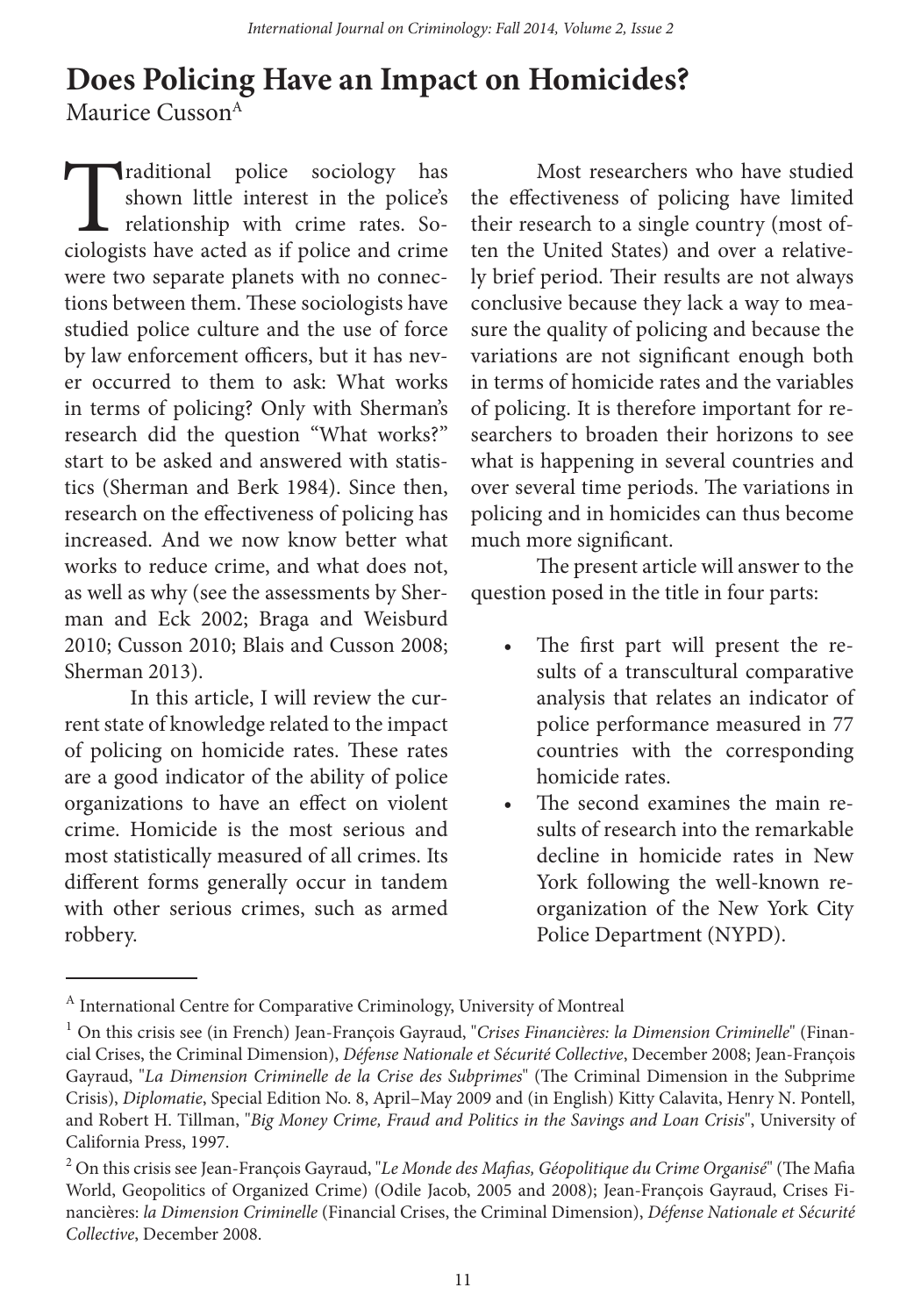# Does Policing Have an Impact on Homicides?

Maurice Cusson[A]

Traditional police sociology has shown little interest in the police's relationship with crime rates. Sociologists have acted as if police and crime were two separate planets with no connections between them. These sociologists have studied police culture and the use of force by law enforcement officers, but it has never occurred to them to ask: What works in terms of policing? Only with Sherman's research did the question "What works?" start to be asked and answered with statistics (Sherman and Berk 1984). Since then, research on the effectiveness of policing has increased. And we now know better what works to reduce crime, and what does not, as well as why (see the assessments by Sherman and Eck 2002; Braga and Weisburd 2010; Cusson 2010; Blais and Cusson 2008; Sherman 2013).

In this article, I will review the current state of knowledge related to the impact of policing on homicide rates. These rates are a good indicator of the ability of police organizations to have an effect on violent crime. Homicide is the most serious and most statistically measured of all crimes. Its different forms generally occur in tandem with other serious crimes, such as armed robbery.

Most researchers who have studied the effectiveness of policing have limited their research to a single country (most often the United States) and over a relatively brief period. Their results are not always conclusive because they lack a way to measure the quality of policing and because the variations are not significant enough both in terms of homicide rates and the variables of policing. It is therefore important for researchers to broaden their horizons to see what is happening in several countries and over several time periods. The variations in policing and in homicides can thus become much more significant.

The present article will answer to the question posed in the title in four parts:

- The first part will present the results of a transcultural comparative analysis that relates an indicator of police performance measured in 77 countries with the corresponding homicide rates.
- The second examines the main results of research into the remarkable decline in homicide rates in New York following the well-known reorganization of the New York City Police Department (NYPD).

---

[A] International Centre for Comparative Criminology, University of Montreal

[1] On this crisis see (in French) Jean-François Gayraud, "*Crises Financières: la Dimension Criminelle*" (Financial Crises, the Criminal Dimension), *Défense Nationale et Sécurité Collective*, December 2008; Jean-François Gayraud, "*La Dimension Criminelle de la Crise des Subprimes*" (The Criminal Dimension in the Subprime Crisis), *Diplomatie*, Special Edition No. 8, April–May 2009 and (in English) Kitty Calavita, Henry N. Pontell, and Robert H. Tillman, "*Big Money Crime, Fraud and Politics in the Savings and Loan Crisis*", University of California Press, 1997.

[2] On this crisis see Jean-François Gayraud, "*Le Monde des Mafias, Géopolitique du Crime Organisé*" (The Mafia World, Geopolitics of Organized Crime) (Odile Jacob, 2005 and 2008); Jean-François Gayraud, Crises Financières: *la Dimension Criminelle* (Financial Crises, the Criminal Dimension), *Défense Nationale et Sécurité Collective*, December 2008.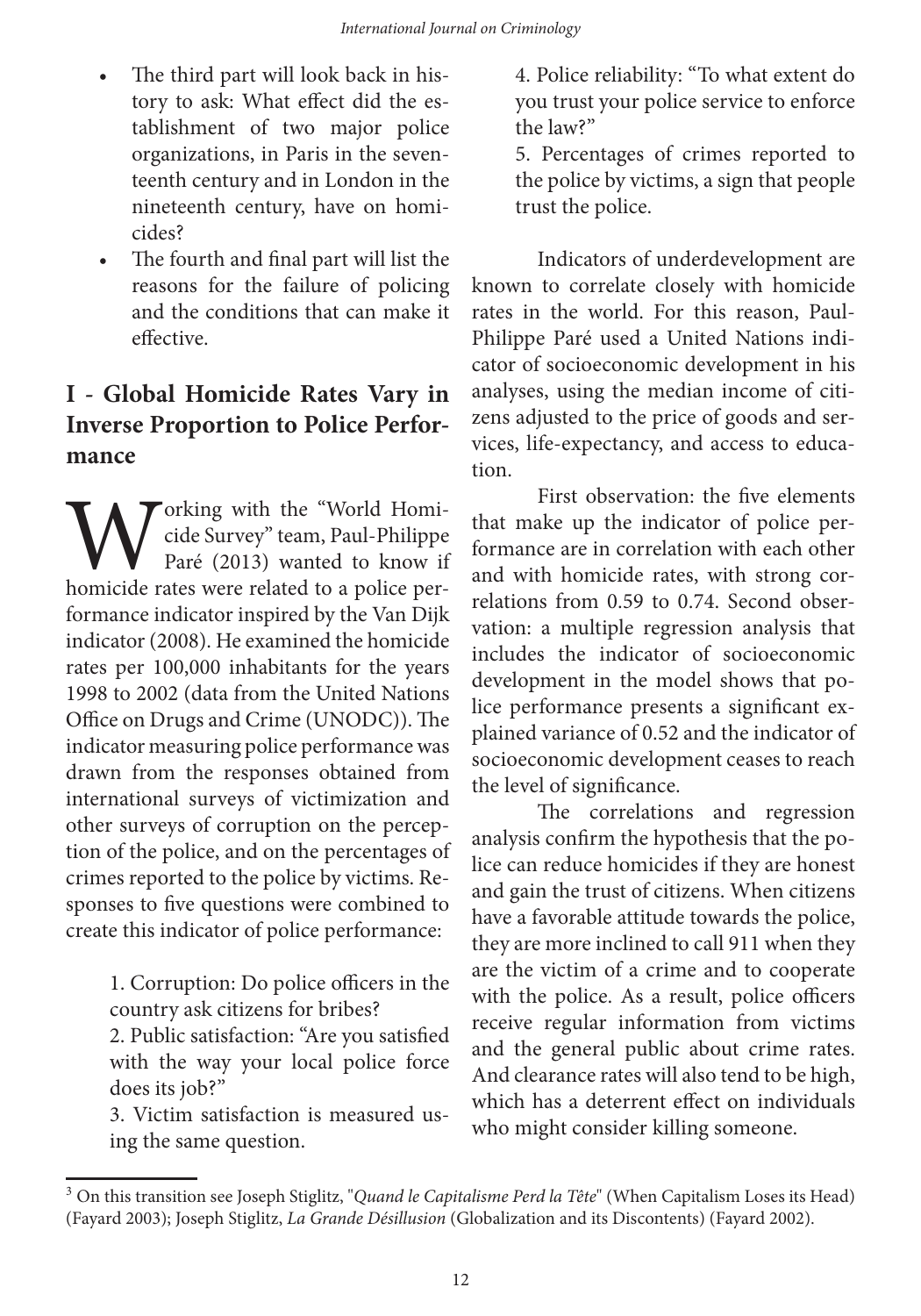- The third part will look back in history to ask: What effect did the establishment of two major police organizations, in Paris in the seventeenth century and in London in the nineteenth century, have on homicides?
- The fourth and final part will list the reasons for the failure of policing and the conditions that can make it effective.

## I - Global Homicide Rates Vary in Inverse Proportion to Police Performance

Working with the "World Homicide Survey" team, Paul-Philippe Paré (2013) wanted to know if homicide rates were related to a police performance indicator inspired by the Van Dijk indicator (2008). He examined the homicide rates per 100,000 inhabitants for the years 1998 to 2002 (data from the United Nations Office on Drugs and Crime (UNODC)). The indicator measuring police performance was drawn from the responses obtained from international surveys of victimization and other surveys of corruption on the perception of the police, and on the percentages of crimes reported to the police by victims. Responses to five questions were combined to create this indicator of police performance:

> 1. Corruption: Do police officers in the country ask citizens for bribes?
> 2. Public satisfaction: "Are you satisfied with the way your local police force does its job?"
> 3. Victim satisfaction is measured using the same question.
> 4. Police reliability: "To what extent do you trust your police service to enforce the law?"
> 5. Percentages of crimes reported to the police by victims, a sign that people trust the police.

Indicators of underdevelopment are known to correlate closely with homicide rates in the world. For this reason, Paul-Philippe Paré used a United Nations indicator of socioeconomic development in his analyses, using the median income of citizens adjusted to the price of goods and services, life-expectancy, and access to education.

First observation: the five elements that make up the indicator of police performance are in correlation with each other and with homicide rates, with strong correlations from 0.59 to 0.74. Second observation: a multiple regression analysis that includes the indicator of socioeconomic development in the model shows that police performance presents a significant explained variance of 0.52 and the indicator of socioeconomic development ceases to reach the level of significance.

The correlations and regression analysis confirm the hypothesis that the police can reduce homicides if they are honest and gain the trust of citizens. When citizens have a favorable attitude towards the police, they are more inclined to call 911 when they are the victim of a crime and to cooperate with the police. As a result, police officers receive regular information from victims and the general public about crime rates. And clearance rates will also tend to be high, which has a deterrent effect on individuals who might consider killing someone.

---

[3] On this transition see Joseph Stiglitz, "*Quand le Capitalisme Perd la Tête*" (When Capitalism Loses its Head) (Fayard 2003); Joseph Stiglitz, *La Grande Désillusion* (Globalization and its Discontents) (Fayard 2002).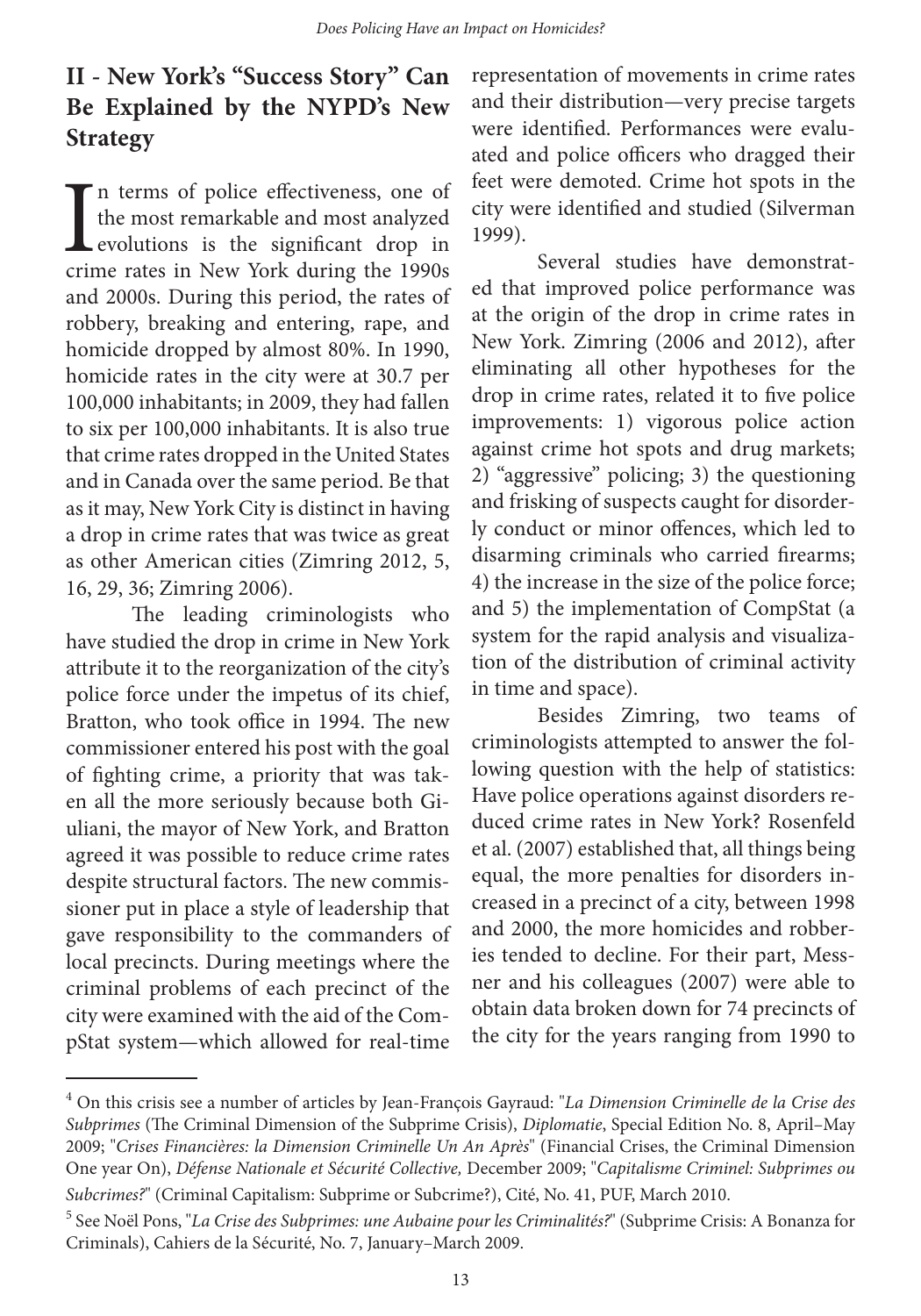## II - New York's "Success Story" Can Be Explained by the NYPD's New Strategy

In terms of police effectiveness, one of the most remarkable and most analyzed evolutions is the significant drop in crime rates in New York during the 1990s and 2000s. During this period, the rates of robbery, breaking and entering, rape, and homicide dropped by almost 80%. In 1990, homicide rates in the city were at 30.7 per 100,000 inhabitants; in 2009, they had fallen to six per 100,000 inhabitants. It is also true that crime rates dropped in the United States and in Canada over the same period. Be that as it may, New York City is distinct in having a drop in crime rates that was twice as great as other American cities (Zimring 2012, 5, 16, 29, 36; Zimring 2006).

The leading criminologists who have studied the drop in crime in New York attribute it to the reorganization of the city's police force under the impetus of its chief, Bratton, who took office in 1994. The new commissioner entered his post with the goal of fighting crime, a priority that was taken all the more seriously because both Giuliani, the mayor of New York, and Bratton agreed it was possible to reduce crime rates despite structural factors. The new commissioner put in place a style of leadership that gave responsibility to the commanders of local precincts. During meetings where the criminal problems of each precinct of the city were examined with the aid of the CompStat system—which allowed for real-time representation of movements in crime rates and their distribution—very precise targets were identified. Performances were evaluated and police officers who dragged their feet were demoted. Crime hot spots in the city were identified and studied (Silverman 1999).

Several studies have demonstrated that improved police performance was at the origin of the drop in crime rates in New York. Zimring (2006 and 2012), after eliminating all other hypotheses for the drop in crime rates, related it to five police improvements: 1) vigorous police action against crime hot spots and drug markets; 2) "aggressive" policing; 3) the questioning and frisking of suspects caught for disorderly conduct or minor offences, which led to disarming criminals who carried firearms; 4) the increase in the size of the police force; and 5) the implementation of CompStat (a system for the rapid analysis and visualization of the distribution of criminal activity in time and space).

Besides Zimring, two teams of criminologists attempted to answer the following question with the help of statistics: Have police operations against disorders reduced crime rates in New York? Rosenfeld et al. (2007) established that, all things being equal, the more penalties for disorders increased in a precinct of a city, between 1998 and 2000, the more homicides and robberies tended to decline. For their part, Messner and his colleagues (2007) were able to obtain data broken down for 74 precincts of the city for the years ranging from 1990 to

---

[4] On this crisis see a number of articles by Jean-François Gayraud: "*La Dimension Criminelle de la Crise des Subprimes* (The Criminal Dimension of the Subprime Crisis), *Diplomatie*, Special Edition No. 8, April–May 2009; "*Crises Financières: la Dimension Criminelle Un An Après*" (Financial Crises, the Criminal Dimension One year On), *Défense Nationale et Sécurité Collective,* December 2009; "*Capitalisme Criminel: Subprimes ou Subcrimes?*" (Criminal Capitalism: Subprime or Subcrime?), Cité, No. 41, PUF, March 2010.

[5] See Noël Pons, "*La Crise des Subprimes: une Aubaine pour les Criminalités?*" (Subprime Crisis: A Bonanza for Criminals), Cahiers de la Sécurité, No. 7, January–March 2009.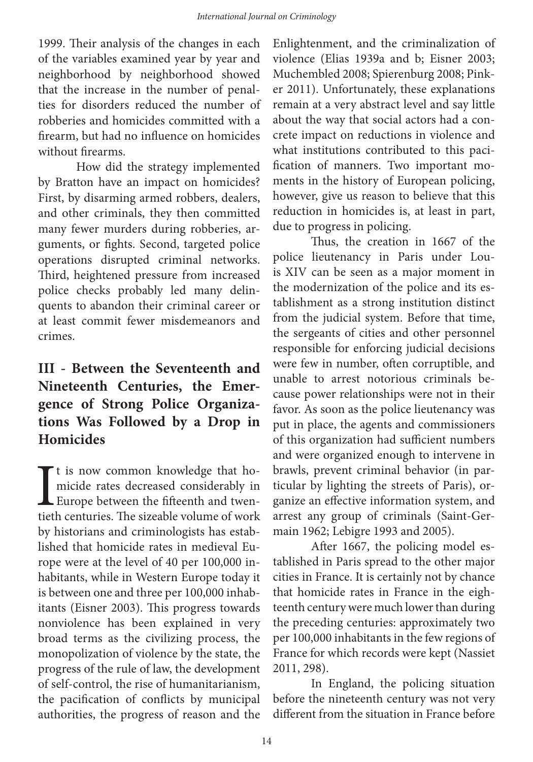1999. Their analysis of the changes in each of the variables examined year by year and neighborhood by neighborhood showed that the increase in the number of penalties for disorders reduced the number of robberies and homicides committed with a firearm, but had no influence on homicides without firearms.

How did the strategy implemented by Bratton have an impact on homicides? First, by disarming armed robbers, dealers, and other criminals, they then committed many fewer murders during robberies, arguments, or fights. Second, targeted police operations disrupted criminal networks. Third, heightened pressure from increased police checks probably led many delinquents to abandon their criminal career or at least commit fewer misdemeanors and crimes.

## III - Between the Seventeenth and Nineteenth Centuries, the Emergence of Strong Police Organizations Was Followed by a Drop in Homicides

It is now common knowledge that homicide rates decreased considerably in Europe between the fifteenth and twentieth centuries. The sizeable volume of work by historians and criminologists has established that homicide rates in medieval Europe were at the level of 40 per 100,000 inhabitants, while in Western Europe today it is between one and three per 100,000 inhabitants (Eisner 2003). This progress towards nonviolence has been explained in very broad terms as the civilizing process, the monopolization of violence by the state, the progress of the rule of law, the development of self-control, the rise of humanitarianism, the pacification of conflicts by municipal authorities, the progress of reason and the Enlightenment, and the criminalization of violence (Elias 1939a and b; Eisner 2003; Muchembled 2008; Spierenburg 2008; Pinker 2011). Unfortunately, these explanations remain at a very abstract level and say little about the way that social actors had a concrete impact on reductions in violence and what institutions contributed to this pacification of manners. Two important moments in the history of European policing, however, give us reason to believe that this reduction in homicides is, at least in part, due to progress in policing.

Thus, the creation in 1667 of the police lieutenancy in Paris under Louis XIV can be seen as a major moment in the modernization of the police and its establishment as a strong institution distinct from the judicial system. Before that time, the sergeants of cities and other personnel responsible for enforcing judicial decisions were few in number, often corruptible, and unable to arrest notorious criminals because power relationships were not in their favor. As soon as the police lieutenancy was put in place, the agents and commissioners of this organization had sufficient numbers and were organized enough to intervene in brawls, prevent criminal behavior (in particular by lighting the streets of Paris), organize an effective information system, and arrest any group of criminals (Saint-Germain 1962; Lebigre 1993 and 2005).

After 1667, the policing model established in Paris spread to the other major cities in France. It is certainly not by chance that homicide rates in France in the eighteenth century were much lower than during the preceding centuries: approximately two per 100,000 inhabitants in the few regions of France for which records were kept (Nassiet 2011, 298).

In England, the policing situation before the nineteenth century was not very different from the situation in France before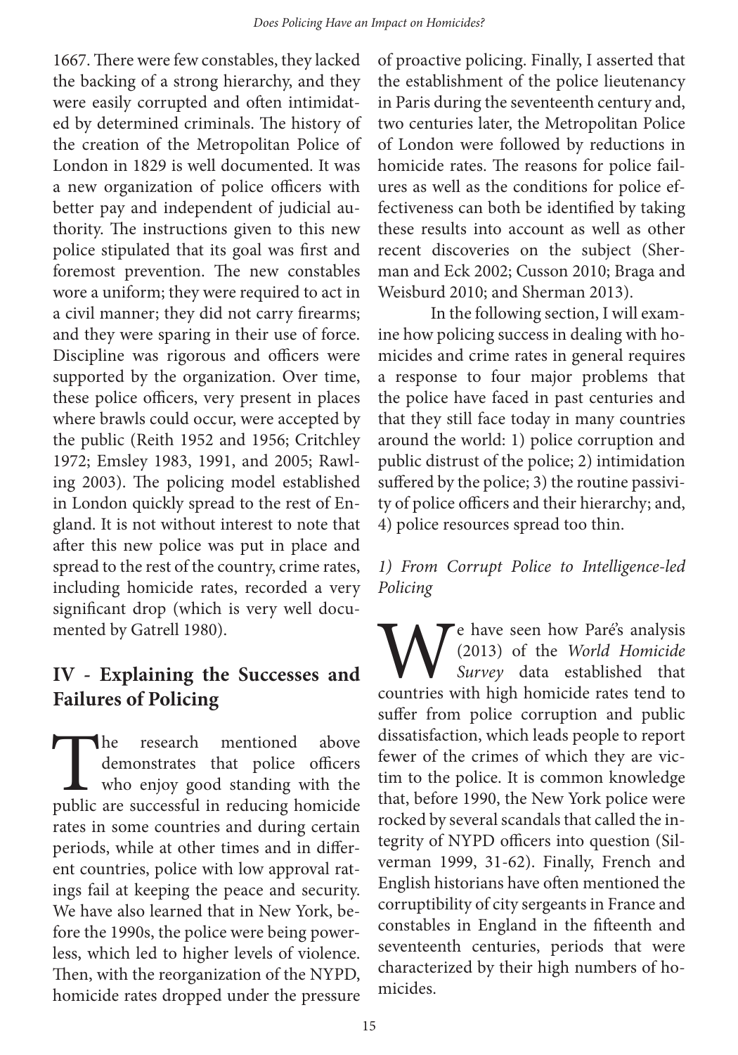1667. There were few constables, they lacked the backing of a strong hierarchy, and they were easily corrupted and often intimidated by determined criminals. The history of the creation of the Metropolitan Police of London in 1829 is well documented. It was a new organization of police officers with better pay and independent of judicial authority. The instructions given to this new police stipulated that its goal was first and foremost prevention. The new constables wore a uniform; they were required to act in a civil manner; they did not carry firearms; and they were sparing in their use of force. Discipline was rigorous and officers were supported by the organization. Over time, these police officers, very present in places where brawls could occur, were accepted by the public (Reith 1952 and 1956; Critchley 1972; Emsley 1983, 1991, and 2005; Rawling 2003). The policing model established in London quickly spread to the rest of England. It is not without interest to note that after this new police was put in place and spread to the rest of the country, crime rates, including homicide rates, recorded a very significant drop (which is very well documented by Gatrell 1980).

## IV - Explaining the Successes and Failures of Policing

The research mentioned above demonstrates that police officers who enjoy good standing with the public are successful in reducing homicide rates in some countries and during certain periods, while at other times and in different countries, police with low approval ratings fail at keeping the peace and security. We have also learned that in New York, before the 1990s, the police were being powerless, which led to higher levels of violence. Then, with the reorganization of the NYPD, homicide rates dropped under the pressure of proactive policing. Finally, I asserted that the establishment of the police lieutenancy in Paris during the seventeenth century and, two centuries later, the Metropolitan Police of London were followed by reductions in homicide rates. The reasons for police failures as well as the conditions for police effectiveness can both be identified by taking these results into account as well as other recent discoveries on the subject (Sherman and Eck 2002; Cusson 2010; Braga and Weisburd 2010; and Sherman 2013).

In the following section, I will examine how policing success in dealing with homicides and crime rates in general requires a response to four major problems that the police have faced in past centuries and that they still face today in many countries around the world: 1) police corruption and public distrust of the police; 2) intimidation suffered by the police; 3) the routine passivity of police officers and their hierarchy; and, 4) police resources spread too thin.

### *1) From Corrupt Police to Intelligence-led Policing*

We have seen how Paré's analysis (2013) of the *World Homicide Survey* data established that countries with high homicide rates tend to suffer from police corruption and public dissatisfaction, which leads people to report fewer of the crimes of which they are victim to the police. It is common knowledge that, before 1990, the New York police were rocked by several scandals that called the integrity of NYPD officers into question (Silverman 1999, 31-62). Finally, French and English historians have often mentioned the corruptibility of city sergeants in France and constables in England in the fifteenth and seventeenth centuries, periods that were characterized by their high numbers of homicides.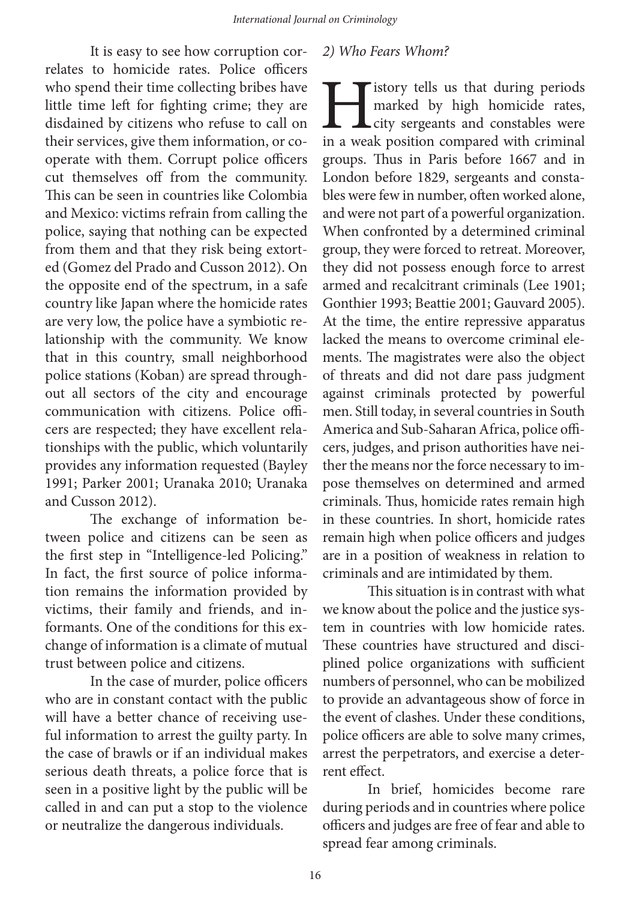It is easy to see how corruption correlates to homicide rates. Police officers who spend their time collecting bribes have little time left for fighting crime; they are disdained by citizens who refuse to call on their services, give them information, or cooperate with them. Corrupt police officers cut themselves off from the community. This can be seen in countries like Colombia and Mexico: victims refrain from calling the police, saying that nothing can be expected from them and that they risk being extorted (Gomez del Prado and Cusson 2012). On the opposite end of the spectrum, in a safe country like Japan where the homicide rates are very low, the police have a symbiotic relationship with the community. We know that in this country, small neighborhood police stations (Koban) are spread throughout all sectors of the city and encourage communication with citizens. Police officers are respected; they have excellent relationships with the public, which voluntarily provides any information requested (Bayley 1991; Parker 2001; Uranaka 2010; Uranaka and Cusson 2012).

The exchange of information between police and citizens can be seen as the first step in "Intelligence-led Policing." In fact, the first source of police information remains the information provided by victims, their family and friends, and informants. One of the conditions for this exchange of information is a climate of mutual trust between police and citizens.

In the case of murder, police officers who are in constant contact with the public will have a better chance of receiving useful information to arrest the guilty party. In the case of brawls or if an individual makes serious death threats, a police force that is seen in a positive light by the public will be called in and can put a stop to the violence or neutralize the dangerous individuals.

*2) Who Fears Whom?*

History tells us that during periods marked by high homicide rates, city sergeants and constables were in a weak position compared with criminal groups. Thus in Paris before 1667 and in London before 1829, sergeants and constables were few in number, often worked alone, and were not part of a powerful organization. When confronted by a determined criminal group, they were forced to retreat. Moreover, they did not possess enough force to arrest armed and recalcitrant criminals (Lee 1901; Gonthier 1993; Beattie 2001; Gauvard 2005). At the time, the entire repressive apparatus lacked the means to overcome criminal elements. The magistrates were also the object of threats and did not dare pass judgment against criminals protected by powerful men. Still today, in several countries in South America and Sub-Saharan Africa, police officers, judges, and prison authorities have neither the means nor the force necessary to impose themselves on determined and armed criminals. Thus, homicide rates remain high in these countries. In short, homicide rates remain high when police officers and judges are in a position of weakness in relation to criminals and are intimidated by them.

This situation is in contrast with what we know about the police and the justice system in countries with low homicide rates. These countries have structured and disciplined police organizations with sufficient numbers of personnel, who can be mobilized to provide an advantageous show of force in the event of clashes. Under these conditions, police officers are able to solve many crimes, arrest the perpetrators, and exercise a deterrent effect.

In brief, homicides become rare during periods and in countries where police officers and judges are free of fear and able to spread fear among criminals.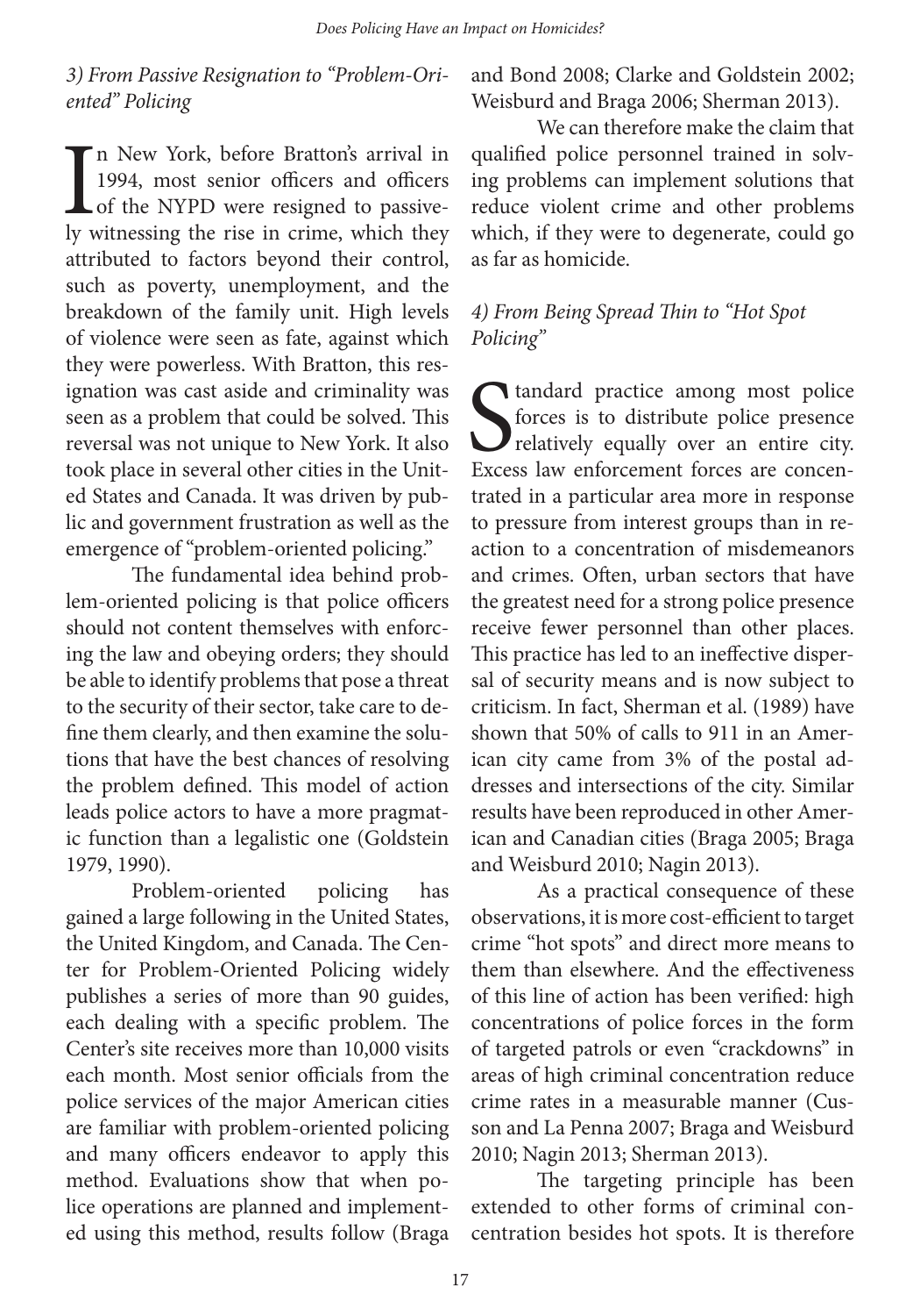### *3) From Passive Resignation to "Problem-Oriented" Policing*

In New York, before Bratton's arrival in 1994, most senior officers and officers of the NYPD were resigned to passively witnessing the rise in crime, which they attributed to factors beyond their control, such as poverty, unemployment, and the breakdown of the family unit. High levels of violence were seen as fate, against which they were powerless. With Bratton, this resignation was cast aside and criminality was seen as a problem that could be solved. This reversal was not unique to New York. It also took place in several other cities in the United States and Canada. It was driven by public and government frustration as well as the emergence of "problem-oriented policing."

The fundamental idea behind problem-oriented policing is that police officers should not content themselves with enforcing the law and obeying orders; they should be able to identify problems that pose a threat to the security of their sector, take care to define them clearly, and then examine the solutions that have the best chances of resolving the problem defined. This model of action leads police actors to have a more pragmatic function than a legalistic one (Goldstein 1979, 1990).

Problem-oriented policing has gained a large following in the United States, the United Kingdom, and Canada. The Center for Problem-Oriented Policing widely publishes a series of more than 90 guides, each dealing with a specific problem. The Center's site receives more than 10,000 visits each month. Most senior officials from the police services of the major American cities are familiar with problem-oriented policing and many officers endeavor to apply this method. Evaluations show that when police operations are planned and implemented using this method, results follow (Braga and Bond 2008; Clarke and Goldstein 2002; Weisburd and Braga 2006; Sherman 2013).

We can therefore make the claim that qualified police personnel trained in solving problems can implement solutions that reduce violent crime and other problems which, if they were to degenerate, could go as far as homicide.

### *4) From Being Spread Thin to "Hot Spot Policing"*

Standard practice among most police forces is to distribute police presence relatively equally over an entire city. Excess law enforcement forces are concentrated in a particular area more in response to pressure from interest groups than in reaction to a concentration of misdemeanors and crimes. Often, urban sectors that have the greatest need for a strong police presence receive fewer personnel than other places. This practice has led to an ineffective dispersal of security means and is now subject to criticism. In fact, Sherman et al. (1989) have shown that 50% of calls to 911 in an American city came from 3% of the postal addresses and intersections of the city. Similar results have been reproduced in other American and Canadian cities (Braga 2005; Braga and Weisburd 2010; Nagin 2013).

As a practical consequence of these observations, it is more cost-efficient to target crime "hot spots" and direct more means to them than elsewhere. And the effectiveness of this line of action has been verified: high concentrations of police forces in the form of targeted patrols or even "crackdowns" in areas of high criminal concentration reduce crime rates in a measurable manner (Cusson and La Penna 2007; Braga and Weisburd 2010; Nagin 2013; Sherman 2013).

The targeting principle has been extended to other forms of criminal concentration besides hot spots. It is therefore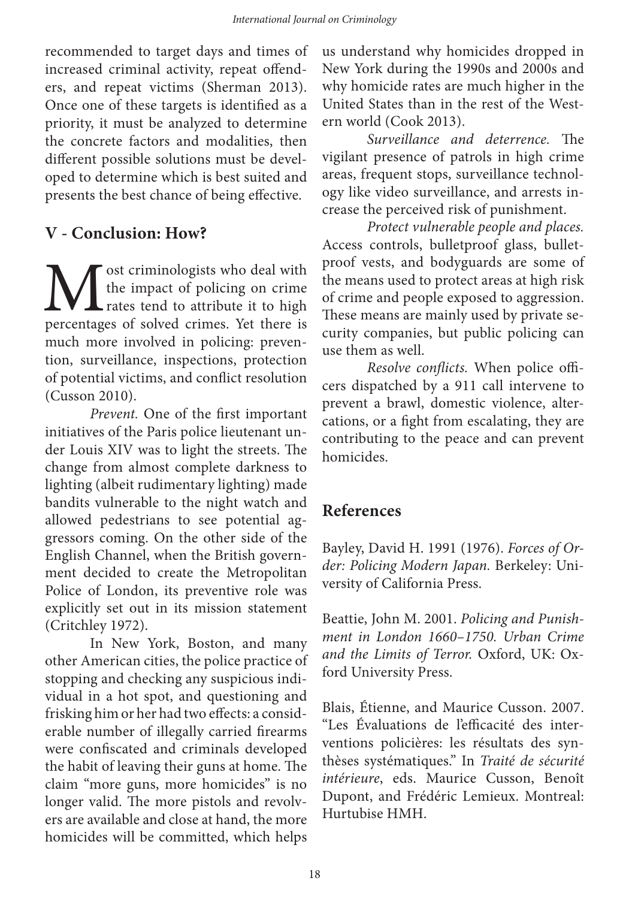recommended to target days and times of increased criminal activity, repeat offenders, and repeat victims (Sherman 2013). Once one of these targets is identified as a priority, it must be analyzed to determine the concrete factors and modalities, then different possible solutions must be developed to determine which is best suited and presents the best chance of being effective.

## V - Conclusion: How?

Most criminologists who deal with the impact of policing on crime rates tend to attribute it to high percentages of solved crimes. Yet there is much more involved in policing: prevention, surveillance, inspections, protection of potential victims, and conflict resolution (Cusson 2010).

*Prevent.* One of the first important initiatives of the Paris police lieutenant under Louis XIV was to light the streets. The change from almost complete darkness to lighting (albeit rudimentary lighting) made bandits vulnerable to the night watch and allowed pedestrians to see potential aggressors coming. On the other side of the English Channel, when the British government decided to create the Metropolitan Police of London, its preventive role was explicitly set out in its mission statement (Critchley 1972).

In New York, Boston, and many other American cities, the police practice of stopping and checking any suspicious individual in a hot spot, and questioning and frisking him or her had two effects: a considerable number of illegally carried firearms were confiscated and criminals developed the habit of leaving their guns at home. The claim "more guns, more homicides" is no longer valid. The more pistols and revolvers are available and close at hand, the more homicides will be committed, which helps us understand why homicides dropped in New York during the 1990s and 2000s and why homicide rates are much higher in the United States than in the rest of the Western world (Cook 2013).

*Surveillance and deterrence.* The vigilant presence of patrols in high crime areas, frequent stops, surveillance technology like video surveillance, and arrests increase the perceived risk of punishment.

*Protect vulnerable people and places.* Access controls, bulletproof glass, bulletproof vests, and bodyguards are some of the means used to protect areas at high risk of crime and people exposed to aggression. These means are mainly used by private security companies, but public policing can use them as well.

*Resolve conflicts.* When police officers dispatched by a 911 call intervene to prevent a brawl, domestic violence, altercations, or a fight from escalating, they are contributing to the peace and can prevent homicides.

## References

Bayley, David H. 1991 (1976). *Forces of Order: Policing Modern Japan.* Berkeley: University of California Press.

Beattie, John M. 2001. *Policing and Punishment in London 1660–1750. Urban Crime and the Limits of Terror.* Oxford, UK: Oxford University Press.

Blais, Étienne, and Maurice Cusson. 2007. "Les Évaluations de l'efficacité des interventions policières: les résultats des synthèses systématiques." In *Traité de sécurité intérieure*, eds. Maurice Cusson, Benoît Dupont, and Frédéric Lemieux. Montreal: Hurtubise HMH.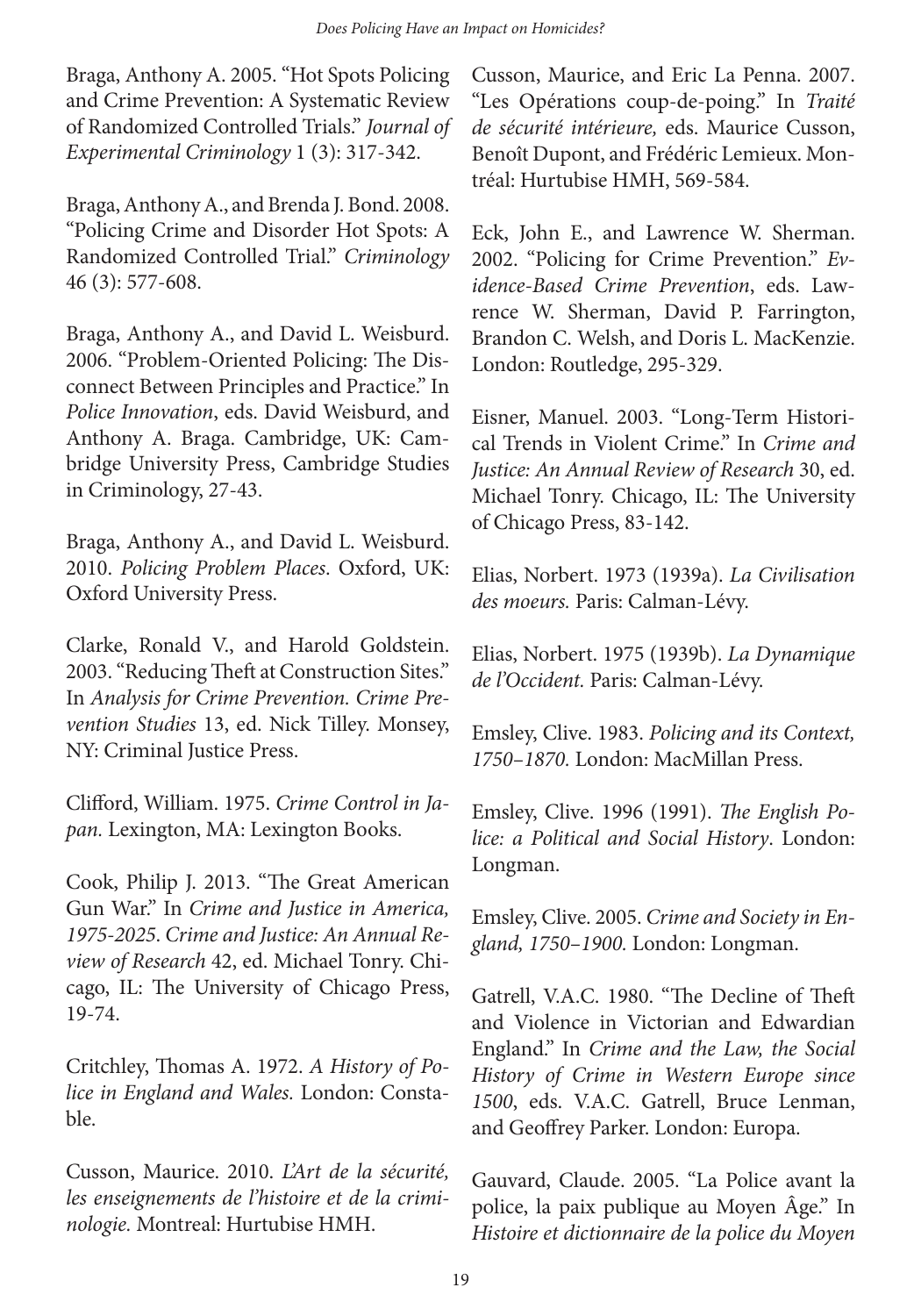Braga, Anthony A. 2005. "Hot Spots Policing and Crime Prevention: A Systematic Review of Randomized Controlled Trials." *Journal of Experimental Criminology* 1 (3): 317-342.

Braga, Anthony A., and Brenda J. Bond. 2008. "Policing Crime and Disorder Hot Spots: A Randomized Controlled Trial." *Criminology* 46 (3): 577-608.

Braga, Anthony A., and David L. Weisburd. 2006. "Problem-Oriented Policing: The Disconnect Between Principles and Practice." In *Police Innovation*, eds. David Weisburd, and Anthony A. Braga. Cambridge, UK: Cambridge University Press, Cambridge Studies in Criminology, 27-43.

Braga, Anthony A., and David L. Weisburd. 2010. *Policing Problem Places*. Oxford, UK: Oxford University Press.

Clarke, Ronald V., and Harold Goldstein. 2003. "Reducing Theft at Construction Sites." In *Analysis for Crime Prevention. Crime Prevention Studies* 13, ed. Nick Tilley. Monsey, NY: Criminal Justice Press.

Clifford, William. 1975. *Crime Control in Japan.* Lexington, MA: Lexington Books.

Cook, Philip J. 2013. "The Great American Gun War." In *Crime and Justice in America, 1975-2025. Crime and Justice: An Annual Review of Research* 42, ed. Michael Tonry. Chicago, IL: The University of Chicago Press, 19-74.

Critchley, Thomas A. 1972. *A History of Police in England and Wales.* London: Constable.

Cusson, Maurice. 2010. *L'Art de la sécurité, les enseignements de l'histoire et de la criminologie.* Montreal: Hurtubise HMH.

Cusson, Maurice, and Eric La Penna. 2007. "Les Opérations coup-de-poing." In *Traité de sécurité intérieure,* eds. Maurice Cusson, Benoît Dupont, and Frédéric Lemieux. Montréal: Hurtubise HMH, 569-584.

Eck, John E., and Lawrence W. Sherman. 2002. "Policing for Crime Prevention." *Evidence-Based Crime Prevention*, eds. Lawrence W. Sherman, David P. Farrington, Brandon C. Welsh, and Doris L. MacKenzie. London: Routledge, 295-329.

Eisner, Manuel. 2003. "Long-Term Historical Trends in Violent Crime." In *Crime and Justice: An Annual Review of Research* 30, ed. Michael Tonry. Chicago, IL: The University of Chicago Press, 83-142.

Elias, Norbert. 1973 (1939a). *La Civilisation des moeurs.* Paris: Calman-Lévy.

Elias, Norbert. 1975 (1939b). *La Dynamique de l'Occident.* Paris: Calman-Lévy.

Emsley, Clive. 1983. *Policing and its Context, 1750–1870.* London: MacMillan Press.

Emsley, Clive. 1996 (1991). *The English Police: a Political and Social History*. London: Longman.

Emsley, Clive. 2005. *Crime and Society in England, 1750–1900.* London: Longman.

Gatrell, V.A.C. 1980. "The Decline of Theft and Violence in Victorian and Edwardian England." In *Crime and the Law, the Social History of Crime in Western Europe since 1500*, eds. V.A.C. Gatrell, Bruce Lenman, and Geoffrey Parker. London: Europa.

Gauvard, Claude. 2005. "La Police avant la police, la paix publique au Moyen Âge." In *Histoire et dictionnaire de la police du Moyen*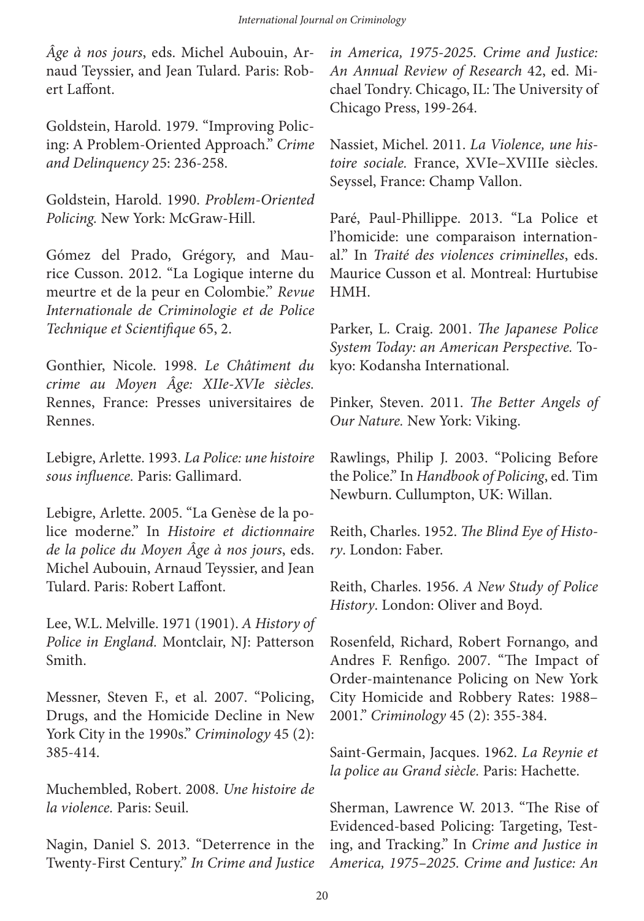*Âge à nos jours*, eds. Michel Aubouin, Arnaud Teyssier, and Jean Tulard. Paris: Robert Laffont.

Goldstein, Harold. 1979. "Improving Policing: A Problem-Oriented Approach." *Crime and Delinquency* 25: 236-258.

Goldstein, Harold. 1990. *Problem-Oriented Policing.* New York: McGraw-Hill.

Gómez del Prado, Grégory, and Maurice Cusson. 2012. "La Logique interne du meurtre et de la peur en Colombie." *Revue Internationale de Criminologie et de Police Technique et Scientifique* 65, 2.

Gonthier, Nicole. 1998. *Le Châtiment du crime au Moyen Âge: XIIe-XVIe siècles.* Rennes, France: Presses universitaires de Rennes.

Lebigre, Arlette. 1993. *La Police: une histoire sous influence.* Paris: Gallimard.

Lebigre, Arlette. 2005. "La Genèse de la police moderne." In *Histoire et dictionnaire de la police du Moyen Âge à nos jours*, eds. Michel Aubouin, Arnaud Teyssier, and Jean Tulard. Paris: Robert Laffont.

Lee, W.L. Melville. 1971 (1901). *A History of Police in England.* Montclair, NJ: Patterson Smith.

Messner, Steven F., et al. 2007. "Policing, Drugs, and the Homicide Decline in New York City in the 1990s." *Criminology* 45 (2): 385-414.

Muchembled, Robert. 2008. *Une histoire de la violence.* Paris: Seuil.

Nagin, Daniel S. 2013. "Deterrence in the Twenty-First Century." *In Crime and Justice in America, 1975-2025. Crime and Justice: An Annual Review of Research* 42, ed. Michael Tondry. Chicago, IL: The University of Chicago Press, 199-264.

Nassiet, Michel. 2011. *La Violence, une histoire sociale.* France, XVIe–XVIIIe siècles. Seyssel, France: Champ Vallon.

Paré, Paul-Phillippe. 2013. "La Police et l'homicide: une comparaison international." In *Traité des violences criminelles*, eds. Maurice Cusson et al. Montreal: Hurtubise HMH.

Parker, L. Craig. 2001. *The Japanese Police System Today: an American Perspective.* Tokyo: Kodansha International.

Pinker, Steven. 2011. *The Better Angels of Our Nature.* New York: Viking.

Rawlings, Philip J. 2003. "Policing Before the Police." In *Handbook of Policing*, ed. Tim Newburn. Cullumpton, UK: Willan.

Reith, Charles. 1952. *The Blind Eye of History*. London: Faber.

Reith, Charles. 1956. *A New Study of Police History*. London: Oliver and Boyd.

Rosenfeld, Richard, Robert Fornango, and Andres F. Renfigo. 2007. "The Impact of Order-maintenance Policing on New York City Homicide and Robbery Rates: 1988–2001." *Criminology* 45 (2): 355-384.

Saint-Germain, Jacques. 1962. *La Reynie et la police au Grand siècle.* Paris: Hachette.

Sherman, Lawrence W. 2013. "The Rise of Evidenced-based Policing: Targeting, Testing, and Tracking." In *Crime and Justice in America, 1975–2025. Crime and Justice: An*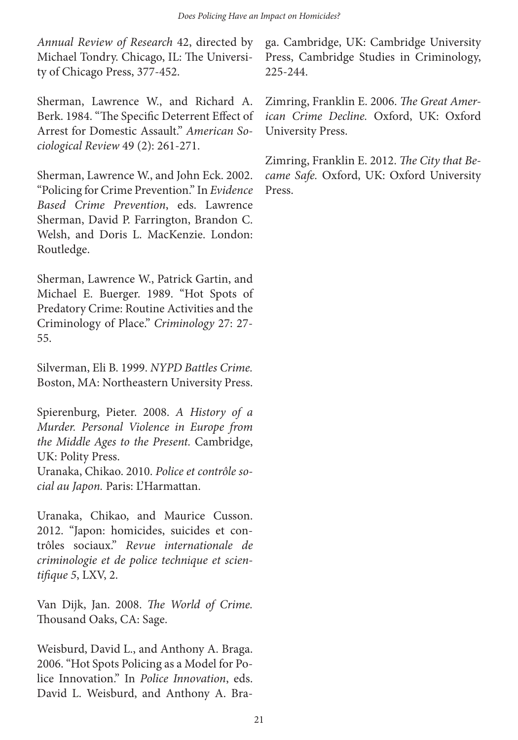*Annual Review of Research* 42, directed by Michael Tondry. Chicago, IL: The University of Chicago Press, 377-452.

Sherman, Lawrence W., and Richard A. Berk. 1984. "The Specific Deterrent Effect of Arrest for Domestic Assault." *American Sociological Review* 49 (2): 261-271.

Sherman, Lawrence W., and John Eck. 2002. "Policing for Crime Prevention." In *Evidence Based Crime Prevention*, eds. Lawrence Sherman, David P. Farrington, Brandon C. Welsh, and Doris L. MacKenzie. London: Routledge.

Sherman, Lawrence W., Patrick Gartin, and Michael E. Buerger. 1989. "Hot Spots of Predatory Crime: Routine Activities and the Criminology of Place." *Criminology* 27: 27-55.

Silverman, Eli B. 1999. *NYPD Battles Crime.* Boston, MA: Northeastern University Press.

Spierenburg, Pieter. 2008. *A History of a Murder. Personal Violence in Europe from the Middle Ages to the Present.* Cambridge, UK: Polity Press.

Uranaka, Chikao. 2010. *Police et contrôle social au Japon.* Paris: L'Harmattan.

Uranaka, Chikao, and Maurice Cusson. 2012. "Japon: homicides, suicides et contrôles sociaux." *Revue internationale de criminologie et de police technique et scientifique 5*, LXV, 2.

Van Dijk, Jan. 2008. *The World of Crime.* Thousand Oaks, CA: Sage.

Weisburd, David L., and Anthony A. Braga. 2006. "Hot Spots Policing as a Model for Police Innovation." In *Police Innovation*, eds. David L. Weisburd, and Anthony A. Braga. Cambridge, UK: Cambridge University Press, Cambridge Studies in Criminology, 225-244.

Zimring, Franklin E. 2006. *The Great American Crime Decline.* Oxford, UK: Oxford University Press.

Zimring, Franklin E. 2012. *The City that Became Safe.* Oxford, UK: Oxford University Press.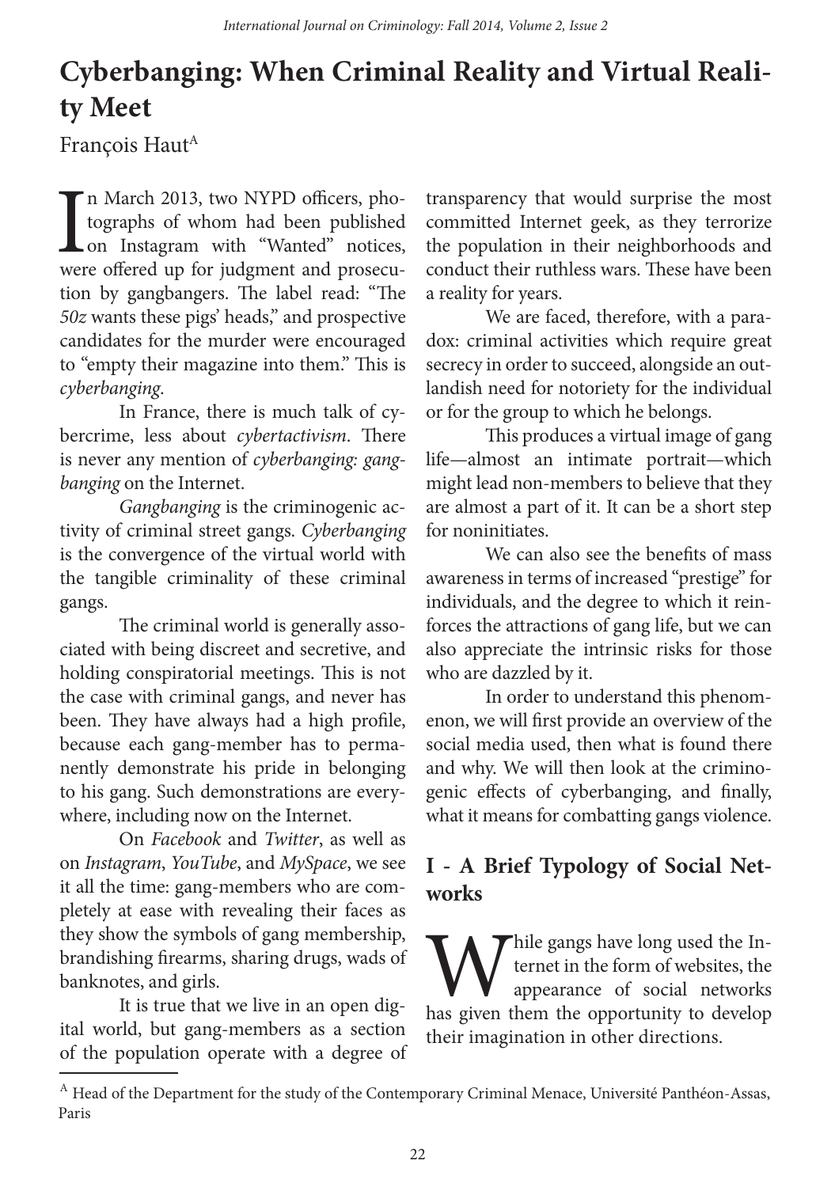# Cyberbanging: When Criminal Reality and Virtual Reality Meet

François Haut[A]

In March 2013, two NYPD officers, photographs of whom had been published on Instagram with "Wanted" notices, were offered up for judgment and prosecution by gangbangers. The label read: "The *50z* wants these pigs' heads," and prospective candidates for the murder were encouraged to "empty their magazine into them." This is *cyberbanging*.

In France, there is much talk of cybercrime, less about *cybertactivism*. There is never any mention of *cyberbanging: gangbanging* on the Internet.

*Gangbanging* is the criminogenic activity of criminal street gangs. *Cyberbanging* is the convergence of the virtual world with the tangible criminality of these criminal gangs.

The criminal world is generally associated with being discreet and secretive, and holding conspiratorial meetings. This is not the case with criminal gangs, and never has been. They have always had a high profile, because each gang-member has to permanently demonstrate his pride in belonging to his gang. Such demonstrations are everywhere, including now on the Internet.

On *Facebook* and *Twitter*, as well as on *Instagram*, *YouTube*, and *MySpace*, we see it all the time: gang-members who are completely at ease with revealing their faces as they show the symbols of gang membership, brandishing firearms, sharing drugs, wads of banknotes, and girls.

It is true that we live in an open digital world, but gang-members as a section of the population operate with a degree of transparency that would surprise the most committed Internet geek, as they terrorize the population in their neighborhoods and conduct their ruthless wars. These have been a reality for years.

We are faced, therefore, with a paradox: criminal activities which require great secrecy in order to succeed, alongside an outlandish need for notoriety for the individual or for the group to which he belongs.

This produces a virtual image of gang life—almost an intimate portrait—which might lead non-members to believe that they are almost a part of it. It can be a short step for noninitiates.

We can also see the benefits of mass awareness in terms of increased "prestige" for individuals, and the degree to which it reinforces the attractions of gang life, but we can also appreciate the intrinsic risks for those who are dazzled by it.

In order to understand this phenomenon, we will first provide an overview of the social media used, then what is found there and why. We will then look at the criminogenic effects of cyberbanging, and finally, what it means for combatting gangs violence.

## I - A Brief Typology of Social Networks

While gangs have long used the Internet in the form of websites, the appearance of social networks has given them the opportunity to develop their imagination in other directions.

[A] Head of the Department for the study of the Contemporary Criminal Menace, Université Panthéon-Assas, Paris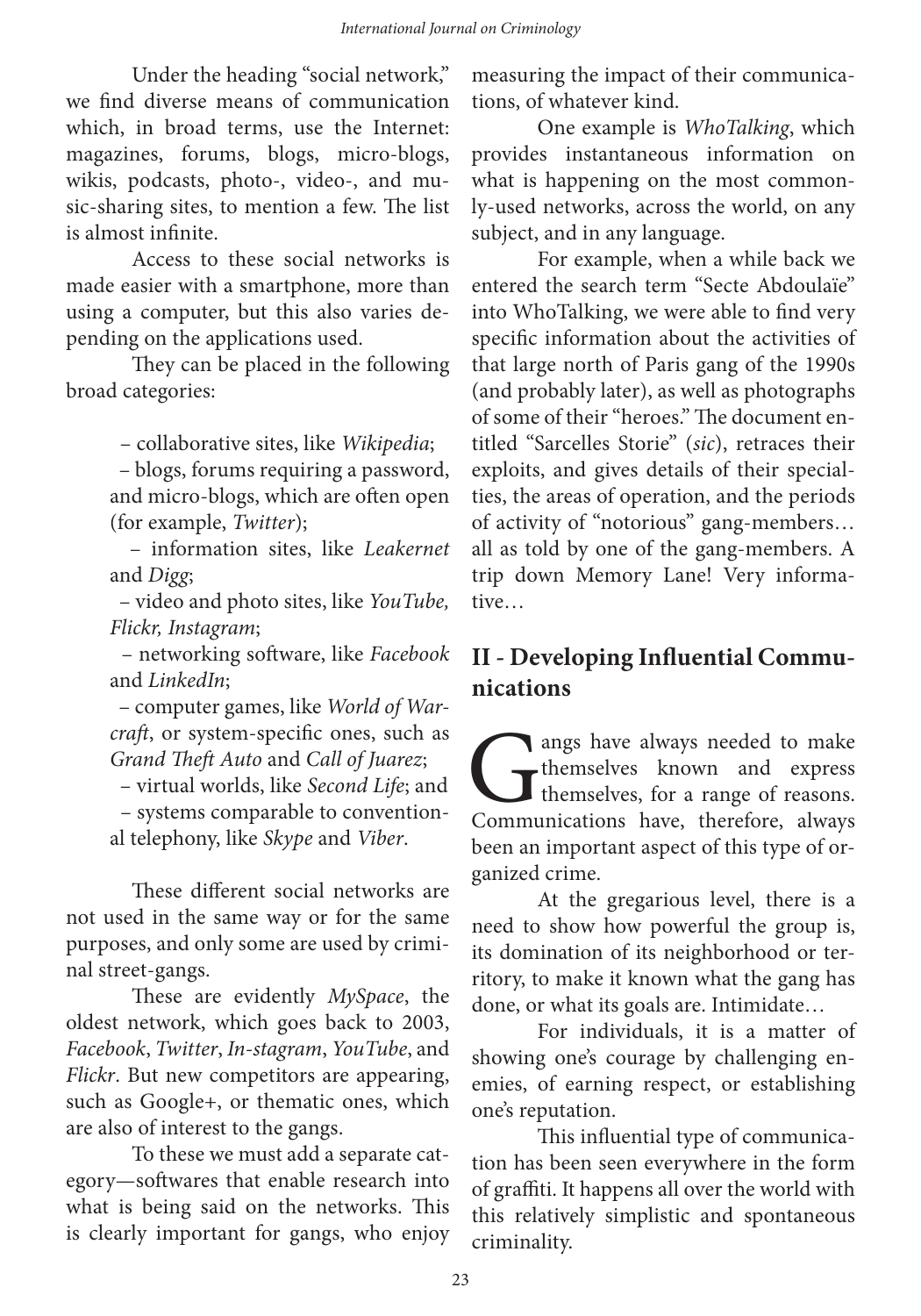Under the heading "social network," we find diverse means of communication which, in broad terms, use the Internet: magazines, forums, blogs, micro-blogs, wikis, podcasts, photo-, video-, and music-sharing sites, to mention a few. The list is almost infinite.

Access to these social networks is made easier with a smartphone, more than using a computer, but this also varies depending on the applications used.

They can be placed in the following broad categories:

- collaborative sites, like *Wikipedia*;
- blogs, forums requiring a password, and micro-blogs, which are often open (for example, *Twitter*);
- information sites, like *Leakernet* and *Digg*;
- video and photo sites, like *YouTube, Flickr, Instagram*;
- networking software, like *Facebook* and *LinkedIn*;
- computer games, like *World of Warcraft*, or system-specific ones, such as *Grand Theft Auto* and *Call of Juarez*;
- virtual worlds, like *Second Life*; and
- systems comparable to conventional telephony, like *Skype* and *Viber*.

These different social networks are not used in the same way or for the same purposes, and only some are used by criminal street-gangs.

These are evidently *MySpace*, the oldest network, which goes back to 2003, *Facebook*, *Twitter*, *In-stagram*, *YouTube*, and *Flickr*. But new competitors are appearing, such as Google+, or thematic ones, which are also of interest to the gangs.

To these we must add a separate category—softwares that enable research into what is being said on the networks. This is clearly important for gangs, who enjoy measuring the impact of their communications, of whatever kind.

One example is *WhoTalking*, which provides instantaneous information on what is happening on the most commonly-used networks, across the world, on any subject, and in any language.

For example, when a while back we entered the search term "Secte Abdoulaïe" into WhoTalking, we were able to find very specific information about the activities of that large north of Paris gang of the 1990s (and probably later), as well as photographs of some of their "heroes." The document entitled "Sarcelles Storie" (*sic*), retraces their exploits, and gives details of their specialties, the areas of operation, and the periods of activity of "notorious" gang-members… all as told by one of the gang-members. A trip down Memory Lane! Very informative…

## II - Developing Influential Communications

Gangs have always needed to make themselves known and express themselves, for a range of reasons. Communications have, therefore, always been an important aspect of this type of organized crime.

At the gregarious level, there is a need to show how powerful the group is, its domination of its neighborhood or territory, to make it known what the gang has done, or what its goals are. Intimidate…

For individuals, it is a matter of showing one's courage by challenging enemies, of earning respect, or establishing one's reputation.

This influential type of communication has been seen everywhere in the form of graffiti. It happens all over the world with this relatively simplistic and spontaneous criminality.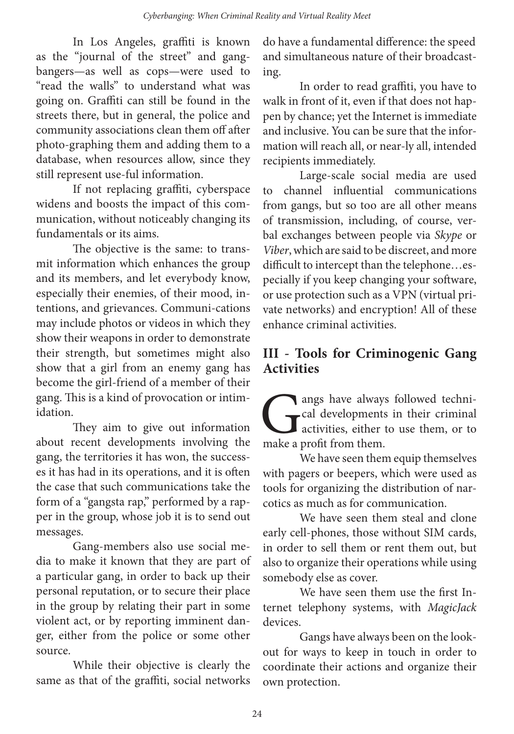In Los Angeles, graffiti is known as the "journal of the street" and gang-bangers—as well as cops—were used to "read the walls" to understand what was going on. Graffiti can still be found in the streets there, but in general, the police and community associations clean them off after photo-graphing them and adding them to a database, when resources allow, since they still represent use-ful information.

If not replacing graffiti, cyberspace widens and boosts the impact of this communication, without noticeably changing its fundamentals or its aims.

The objective is the same: to transmit information which enhances the group and its members, and let everybody know, especially their enemies, of their mood, intentions, and grievances. Communi-cations may include photos or videos in which they show their weapons in order to demonstrate their strength, but sometimes might also show that a girl from an enemy gang has become the girl-friend of a member of their gang. This is a kind of provocation or intimidation.

They aim to give out information about recent developments involving the gang, the territories it has won, the successes it has had in its operations, and it is often the case that such communications take the form of a "gangsta rap," performed by a rapper in the group, whose job it is to send out messages.

Gang-members also use social media to make it known that they are part of a particular gang, in order to back up their personal reputation, or to secure their place in the group by relating their part in some violent act, or by reporting imminent danger, either from the police or some other source.

While their objective is clearly the same as that of the graffiti, social networks do have a fundamental difference: the speed and simultaneous nature of their broadcasting.

In order to read graffiti, you have to walk in front of it, even if that does not happen by chance; yet the Internet is immediate and inclusive. You can be sure that the information will reach all, or near-ly all, intended recipients immediately.

Large-scale social media are used to channel influential communications from gangs, but so too are all other means of transmission, including, of course, verbal exchanges between people via *Skype* or *Viber*, which are said to be discreet, and more difficult to intercept than the telephone…especially if you keep changing your software, or use protection such as a VPN (virtual private networks) and encryption! All of these enhance criminal activities.

## III - Tools for Criminogenic Gang Activities

Gangs have always followed technical developments in their criminal activities, either to use them, or to make a profit from them.

We have seen them equip themselves with pagers or beepers, which were used as tools for organizing the distribution of narcotics as much as for communication.

We have seen them steal and clone early cell-phones, those without SIM cards, in order to sell them or rent them out, but also to organize their operations while using somebody else as cover.

We have seen them use the first Internet telephony systems, with *MagicJack* devices.

Gangs have always been on the lookout for ways to keep in touch in order to coordinate their actions and organize their own protection.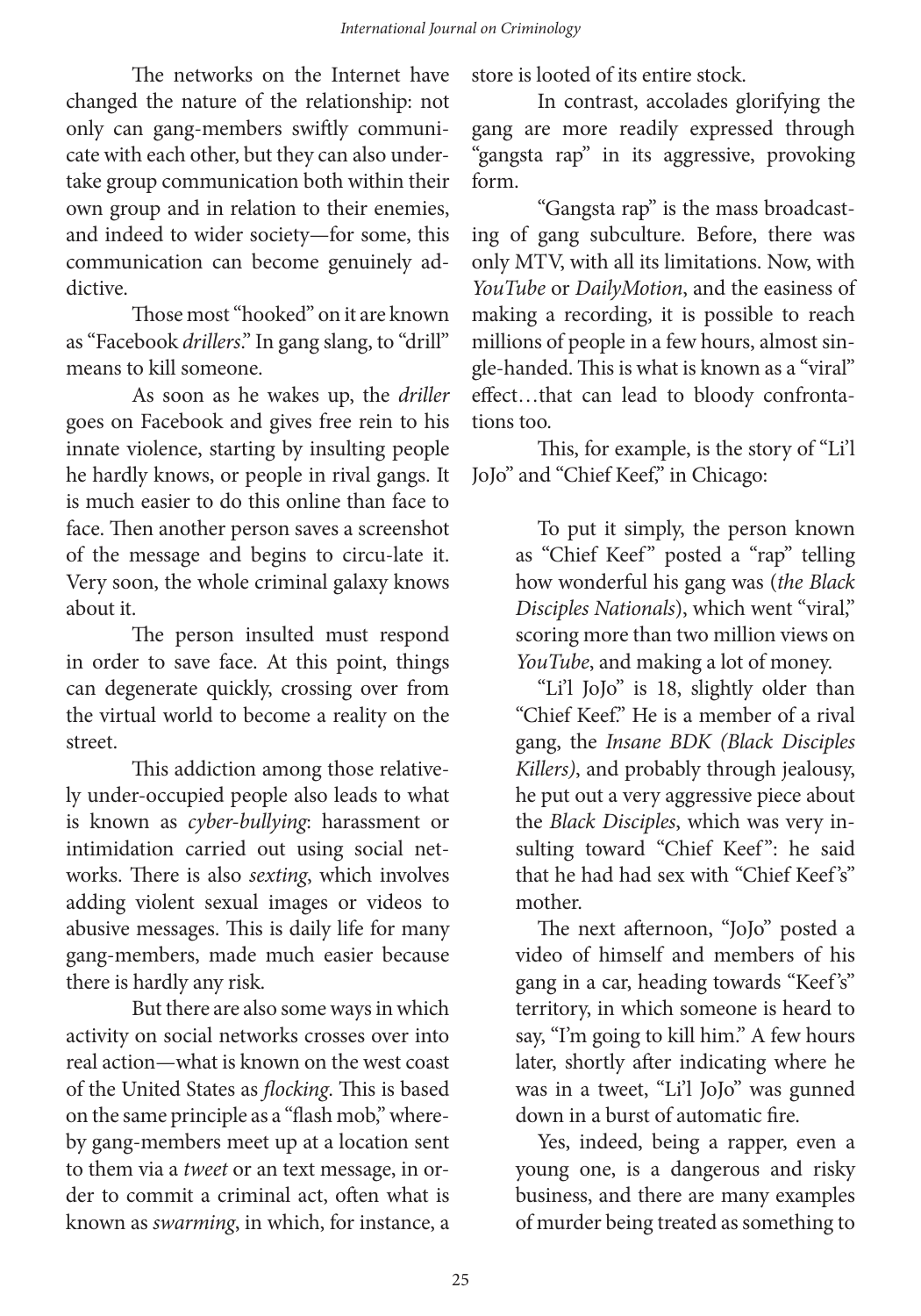The networks on the Internet have changed the nature of the relationship: not only can gang-members swiftly communicate with each other, but they can also undertake group communication both within their own group and in relation to their enemies, and indeed to wider society—for some, this communication can become genuinely addictive.

Those most "hooked" on it are known as "Facebook *drillers*." In gang slang, to "drill" means to kill someone.

As soon as he wakes up, the *driller* goes on Facebook and gives free rein to his innate violence, starting by insulting people he hardly knows, or people in rival gangs. It is much easier to do this online than face to face. Then another person saves a screenshot of the message and begins to circu-late it. Very soon, the whole criminal galaxy knows about it.

The person insulted must respond in order to save face. At this point, things can degenerate quickly, crossing over from the virtual world to become a reality on the street.

This addiction among those relatively under-occupied people also leads to what is known as *cyber-bullying*: harassment or intimidation carried out using social networks. There is also *sexting*, which involves adding violent sexual images or videos to abusive messages. This is daily life for many gang-members, made much easier because there is hardly any risk.

But there are also some ways in which activity on social networks crosses over into real action—what is known on the west coast of the United States as *flocking*. This is based on the same principle as a "flash mob," whereby gang-members meet up at a location sent to them via a *tweet* or an text message, in order to commit a criminal act, often what is known as *swarming*, in which, for instance, a store is looted of its entire stock.

In contrast, accolades glorifying the gang are more readily expressed through "gangsta rap" in its aggressive, provoking form.

"Gangsta rap" is the mass broadcasting of gang subculture. Before, there was only MTV, with all its limitations. Now, with *YouTube* or *DailyMotion*, and the easiness of making a recording, it is possible to reach millions of people in a few hours, almost single-handed. This is what is known as a "viral" effect…that can lead to bloody confrontations too.

This, for example, is the story of "Li'l JoJo" and "Chief Keef," in Chicago:

> To put it simply, the person known as "Chief Keef" posted a "rap" telling how wonderful his gang was (*the Black Disciples Nationals*), which went "viral," scoring more than two million views on *YouTube*, and making a lot of money.
>
> "Li'l JoJo" is 18, slightly older than "Chief Keef." He is a member of a rival gang, the *Insane BDK (Black Disciples Killers)*, and probably through jealousy, he put out a very aggressive piece about the *Black Disciples*, which was very insulting toward "Chief Keef": he said that he had had sex with "Chief Keef's" mother.
>
> The next afternoon, "JoJo" posted a video of himself and members of his gang in a car, heading towards "Keef's" territory, in which someone is heard to say, "I'm going to kill him." A few hours later, shortly after indicating where he was in a tweet, "Li'l JoJo" was gunned down in a burst of automatic fire.
>
> Yes, indeed, being a rapper, even a young one, is a dangerous and risky business, and there are many examples of murder being treated as something to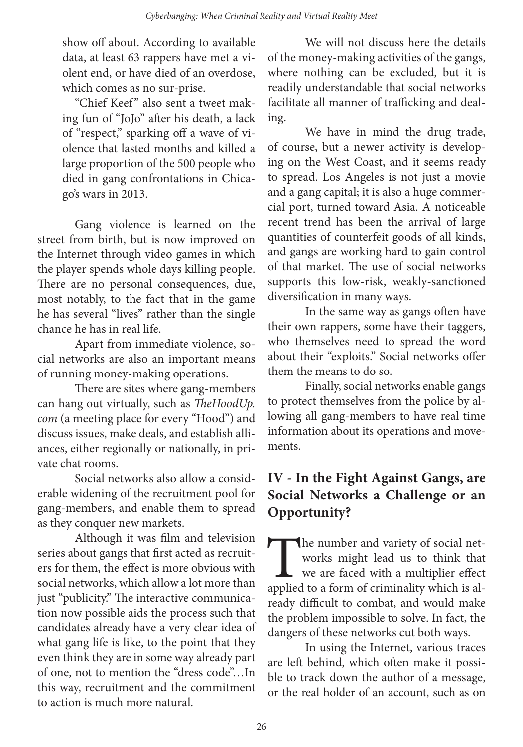show off about. According to available data, at least 63 rappers have met a violent end, or have died of an overdose, which comes as no sur-prise.

"Chief Keef" also sent a tweet making fun of "JoJo" after his death, a lack of "respect," sparking off a wave of violence that lasted months and killed a large proportion of the 500 people who died in gang confrontations in Chicago's wars in 2013.

Gang violence is learned on the street from birth, but is now improved on the Internet through video games in which the player spends whole days killing people. There are no personal consequences, due, most notably, to the fact that in the game he has several "lives" rather than the single chance he has in real life.

Apart from immediate violence, social networks are also an important means of running money-making operations.

There are sites where gang-members can hang out virtually, such as *TheHoodUp.com* (a meeting place for every "Hood") and discuss issues, make deals, and establish alliances, either regionally or nationally, in private chat rooms.

Social networks also allow a considerable widening of the recruitment pool for gang-members, and enable them to spread as they conquer new markets.

Although it was film and television series about gangs that first acted as recruiters for them, the effect is more obvious with social networks, which allow a lot more than just "publicity." The interactive communication now possible aids the process such that candidates already have a very clear idea of what gang life is like, to the point that they even think they are in some way already part of one, not to mention the "dress code"…In this way, recruitment and the commitment to action is much more natural.

We will not discuss here the details of the money-making activities of the gangs, where nothing can be excluded, but it is readily understandable that social networks facilitate all manner of trafficking and dealing.

We have in mind the drug trade, of course, but a newer activity is developing on the West Coast, and it seems ready to spread. Los Angeles is not just a movie and a gang capital; it is also a huge commercial port, turned toward Asia. A noticeable recent trend has been the arrival of large quantities of counterfeit goods of all kinds, and gangs are working hard to gain control of that market. The use of social networks supports this low-risk, weakly-sanctioned diversification in many ways.

In the same way as gangs often have their own rappers, some have their taggers, who themselves need to spread the word about their "exploits." Social networks offer them the means to do so.

Finally, social networks enable gangs to protect themselves from the police by allowing all gang-members to have real time information about its operations and movements.

## IV - In the Fight Against Gangs, are Social Networks a Challenge or an Opportunity?

The number and variety of social networks might lead us to think that we are faced with a multiplier effect applied to a form of criminality which is already difficult to combat, and would make the problem impossible to solve. In fact, the dangers of these networks cut both ways.

In using the Internet, various traces are left behind, which often make it possible to track down the author of a message, or the real holder of an account, such as on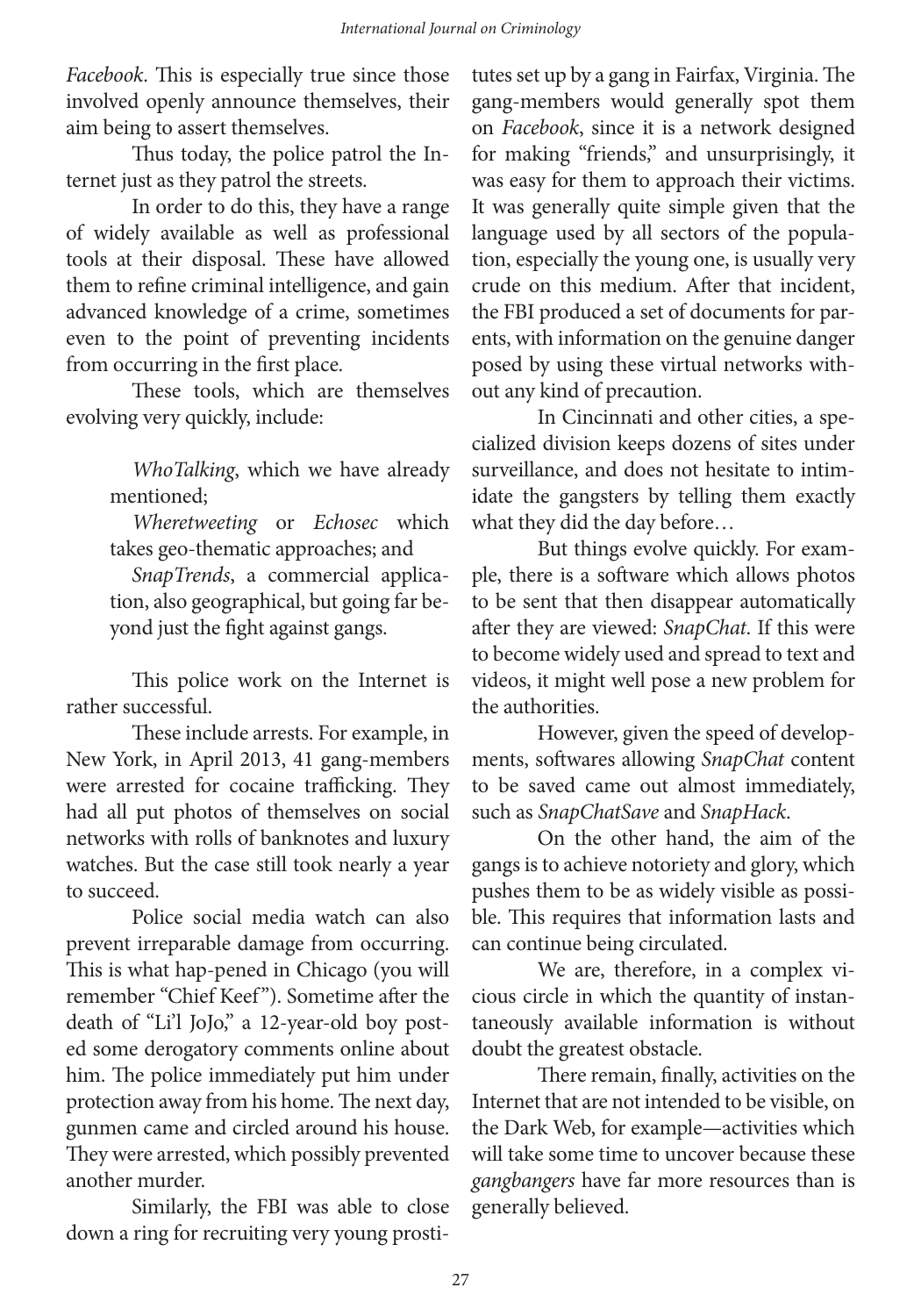*Facebook*. This is especially true since those involved openly announce themselves, their aim being to assert themselves.

Thus today, the police patrol the Internet just as they patrol the streets.

In order to do this, they have a range of widely available as well as professional tools at their disposal. These have allowed them to refine criminal intelligence, and gain advanced knowledge of a crime, sometimes even to the point of preventing incidents from occurring in the first place.

These tools, which are themselves evolving very quickly, include:

> *WhoTalking*, which we have already mentioned;
>
> *Wheretweeting* or *Echosec* which takes geo-thematic approaches; and
>
> *SnapTrends*, a commercial application, also geographical, but going far beyond just the fight against gangs.

This police work on the Internet is rather successful.

These include arrests. For example, in New York, in April 2013, 41 gang-members were arrested for cocaine trafficking. They had all put photos of themselves on social networks with rolls of banknotes and luxury watches. But the case still took nearly a year to succeed.

Police social media watch can also prevent irreparable damage from occurring. This is what hap-pened in Chicago (you will remember "Chief Keef"). Sometime after the death of "Li'l JoJo," a 12-year-old boy posted some derogatory comments online about him. The police immediately put him under protection away from his home. The next day, gunmen came and circled around his house. They were arrested, which possibly prevented another murder.

Similarly, the FBI was able to close down a ring for recruiting very young prostitutes set up by a gang in Fairfax, Virginia. The gang-members would generally spot them on *Facebook*, since it is a network designed for making "friends," and unsurprisingly, it was easy for them to approach their victims. It was generally quite simple given that the language used by all sectors of the population, especially the young one, is usually very crude on this medium. After that incident, the FBI produced a set of documents for parents, with information on the genuine danger posed by using these virtual networks without any kind of precaution.

In Cincinnati and other cities, a specialized division keeps dozens of sites under surveillance, and does not hesitate to intimidate the gangsters by telling them exactly what they did the day before…

But things evolve quickly. For example, there is a software which allows photos to be sent that then disappear automatically after they are viewed: *SnapChat*. If this were to become widely used and spread to text and videos, it might well pose a new problem for the authorities.

However, given the speed of developments, softwares allowing *SnapChat* content to be saved came out almost immediately, such as *SnapChatSave* and *SnapHack*.

On the other hand, the aim of the gangs is to achieve notoriety and glory, which pushes them to be as widely visible as possible. This requires that information lasts and can continue being circulated.

We are, therefore, in a complex vicious circle in which the quantity of instantaneously available information is without doubt the greatest obstacle.

There remain, finally, activities on the Internet that are not intended to be visible, on the Dark Web, for example—activities which will take some time to uncover because these *gangbangers* have far more resources than is generally believed.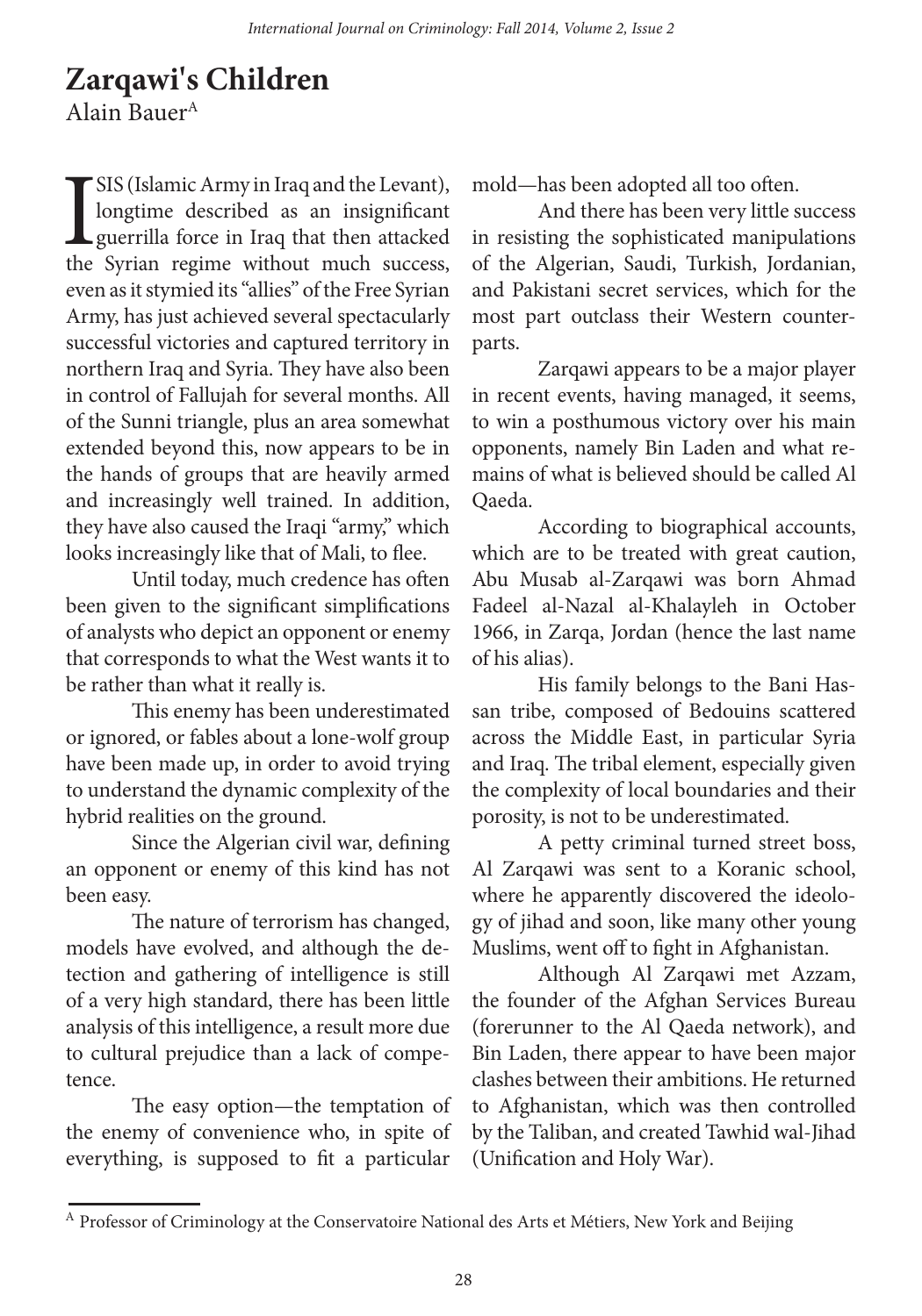# Zarqawi's Children

Alain Bauer[A]

ISIS (Islamic Army in Iraq and the Levant), longtime described as an insignificant guerrilla force in Iraq that then attacked the Syrian regime without much success, even as it stymied its "allies" of the Free Syrian Army, has just achieved several spectacularly successful victories and captured territory in northern Iraq and Syria. They have also been in control of Fallujah for several months. All of the Sunni triangle, plus an area somewhat extended beyond this, now appears to be in the hands of groups that are heavily armed and increasingly well trained. In addition, they have also caused the Iraqi "army," which looks increasingly like that of Mali, to flee.

Until today, much credence has often been given to the significant simplifications of analysts who depict an opponent or enemy that corresponds to what the West wants it to be rather than what it really is.

This enemy has been underestimated or ignored, or fables about a lone-wolf group have been made up, in order to avoid trying to understand the dynamic complexity of the hybrid realities on the ground.

Since the Algerian civil war, defining an opponent or enemy of this kind has not been easy.

The nature of terrorism has changed, models have evolved, and although the detection and gathering of intelligence is still of a very high standard, there has been little analysis of this intelligence, a result more due to cultural prejudice than a lack of competence.

The easy option—the temptation of the enemy of convenience who, in spite of everything, is supposed to fit a particular mold—has been adopted all too often.

And there has been very little success in resisting the sophisticated manipulations of the Algerian, Saudi, Turkish, Jordanian, and Pakistani secret services, which for the most part outclass their Western counterparts.

Zarqawi appears to be a major player in recent events, having managed, it seems, to win a posthumous victory over his main opponents, namely Bin Laden and what remains of what is believed should be called Al Qaeda.

According to biographical accounts, which are to be treated with great caution, Abu Musab al-Zarqawi was born Ahmad Fadeel al-Nazal al-Khalayleh in October 1966, in Zarqa, Jordan (hence the last name of his alias).

His family belongs to the Bani Hassan tribe, composed of Bedouins scattered across the Middle East, in particular Syria and Iraq. The tribal element, especially given the complexity of local boundaries and their porosity, is not to be underestimated.

A petty criminal turned street boss, Al Zarqawi was sent to a Koranic school, where he apparently discovered the ideology of jihad and soon, like many other young Muslims, went off to fight in Afghanistan.

Although Al Zarqawi met Azzam, the founder of the Afghan Services Bureau (forerunner to the Al Qaeda network), and Bin Laden, there appear to have been major clashes between their ambitions. He returned to Afghanistan, which was then controlled by the Taliban, and created Tawhid wal-Jihad (Unification and Holy War).

---

[A] Professor of Criminology at the Conservatoire National des Arts et Métiers, New York and Beijing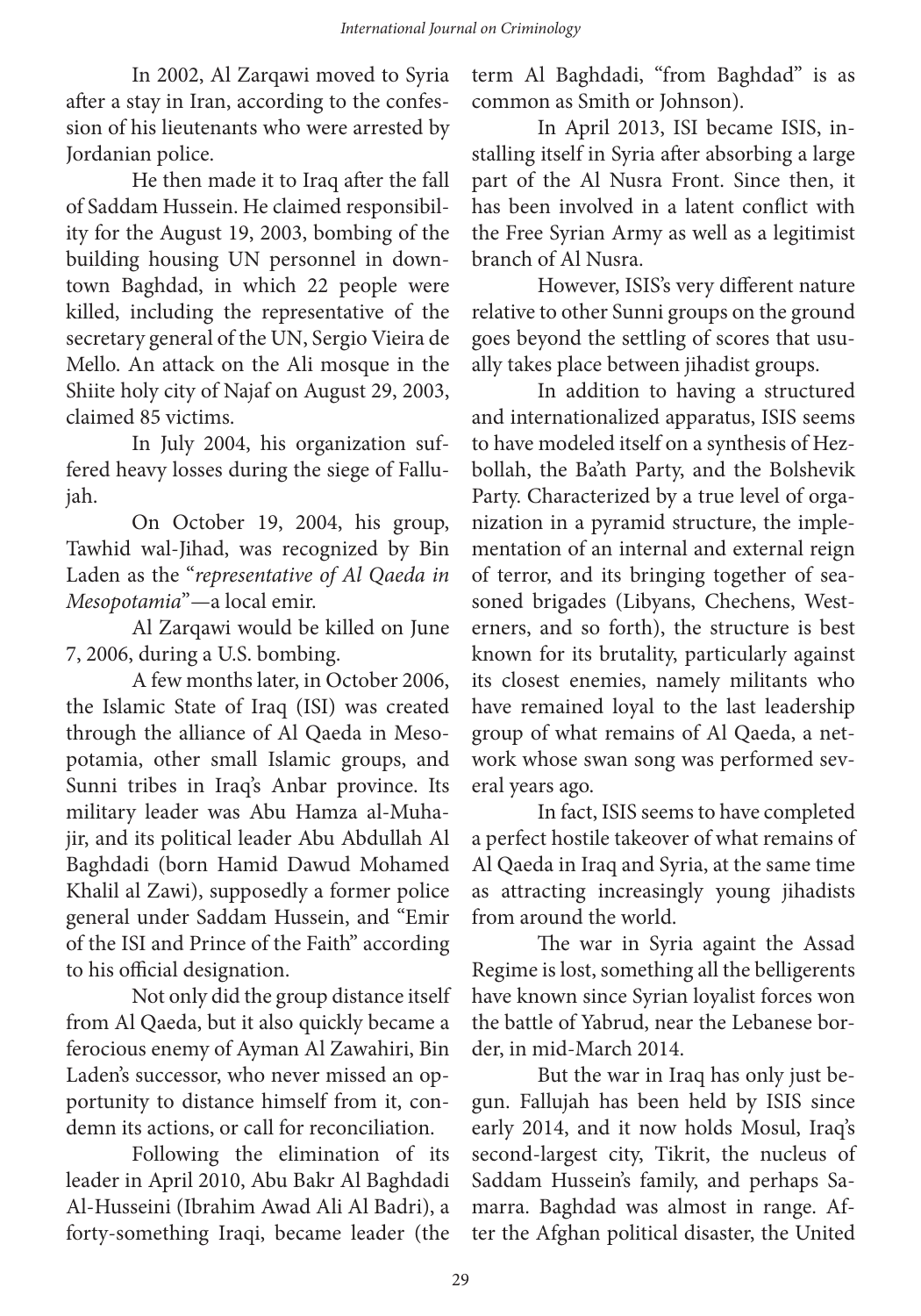In 2002, Al Zarqawi moved to Syria after a stay in Iran, according to the confession of his lieutenants who were arrested by Jordanian police.

He then made it to Iraq after the fall of Saddam Hussein. He claimed responsibility for the August 19, 2003, bombing of the building housing UN personnel in downtown Baghdad, in which 22 people were killed, including the representative of the secretary general of the UN, Sergio Vieira de Mello. An attack on the Ali mosque in the Shiite holy city of Najaf on August 29, 2003, claimed 85 victims.

In July 2004, his organization suffered heavy losses during the siege of Fallujah.

On October 19, 2004, his group, Tawhid wal-Jihad, was recognized by Bin Laden as the "*representative of Al Qaeda in Mesopotamia*"—a local emir.

Al Zarqawi would be killed on June 7, 2006, during a U.S. bombing.

A few months later, in October 2006, the Islamic State of Iraq (ISI) was created through the alliance of Al Qaeda in Mesopotamia, other small Islamic groups, and Sunni tribes in Iraq's Anbar province. Its military leader was Abu Hamza al-Muhajir, and its political leader Abu Abdullah Al Baghdadi (born Hamid Dawud Mohamed Khalil al Zawi), supposedly a former police general under Saddam Hussein, and "Emir of the ISI and Prince of the Faith" according to his official designation.

Not only did the group distance itself from Al Qaeda, but it also quickly became a ferocious enemy of Ayman Al Zawahiri, Bin Laden's successor, who never missed an opportunity to distance himself from it, condemn its actions, or call for reconciliation.

Following the elimination of its leader in April 2010, Abu Bakr Al Baghdadi Al-Husseini (Ibrahim Awad Ali Al Badri), a forty-something Iraqi, became leader (the term Al Baghdadi, "from Baghdad" is as common as Smith or Johnson).

In April 2013, ISI became ISIS, installing itself in Syria after absorbing a large part of the Al Nusra Front. Since then, it has been involved in a latent conflict with the Free Syrian Army as well as a legitimist branch of Al Nusra.

However, ISIS's very different nature relative to other Sunni groups on the ground goes beyond the settling of scores that usually takes place between jihadist groups.

In addition to having a structured and internationalized apparatus, ISIS seems to have modeled itself on a synthesis of Hezbollah, the Ba'ath Party, and the Bolshevik Party. Characterized by a true level of organization in a pyramid structure, the implementation of an internal and external reign of terror, and its bringing together of seasoned brigades (Libyans, Chechens, Westerners, and so forth), the structure is best known for its brutality, particularly against its closest enemies, namely militants who have remained loyal to the last leadership group of what remains of Al Qaeda, a network whose swan song was performed several years ago.

In fact, ISIS seems to have completed a perfect hostile takeover of what remains of Al Qaeda in Iraq and Syria, at the same time as attracting increasingly young jihadists from around the world.

The war in Syria againt the Assad Regime is lost, something all the belligerents have known since Syrian loyalist forces won the battle of Yabrud, near the Lebanese border, in mid-March 2014.

But the war in Iraq has only just begun. Fallujah has been held by ISIS since early 2014, and it now holds Mosul, Iraq's second-largest city, Tikrit, the nucleus of Saddam Hussein's family, and perhaps Samarra. Baghdad was almost in range. After the Afghan political disaster, the United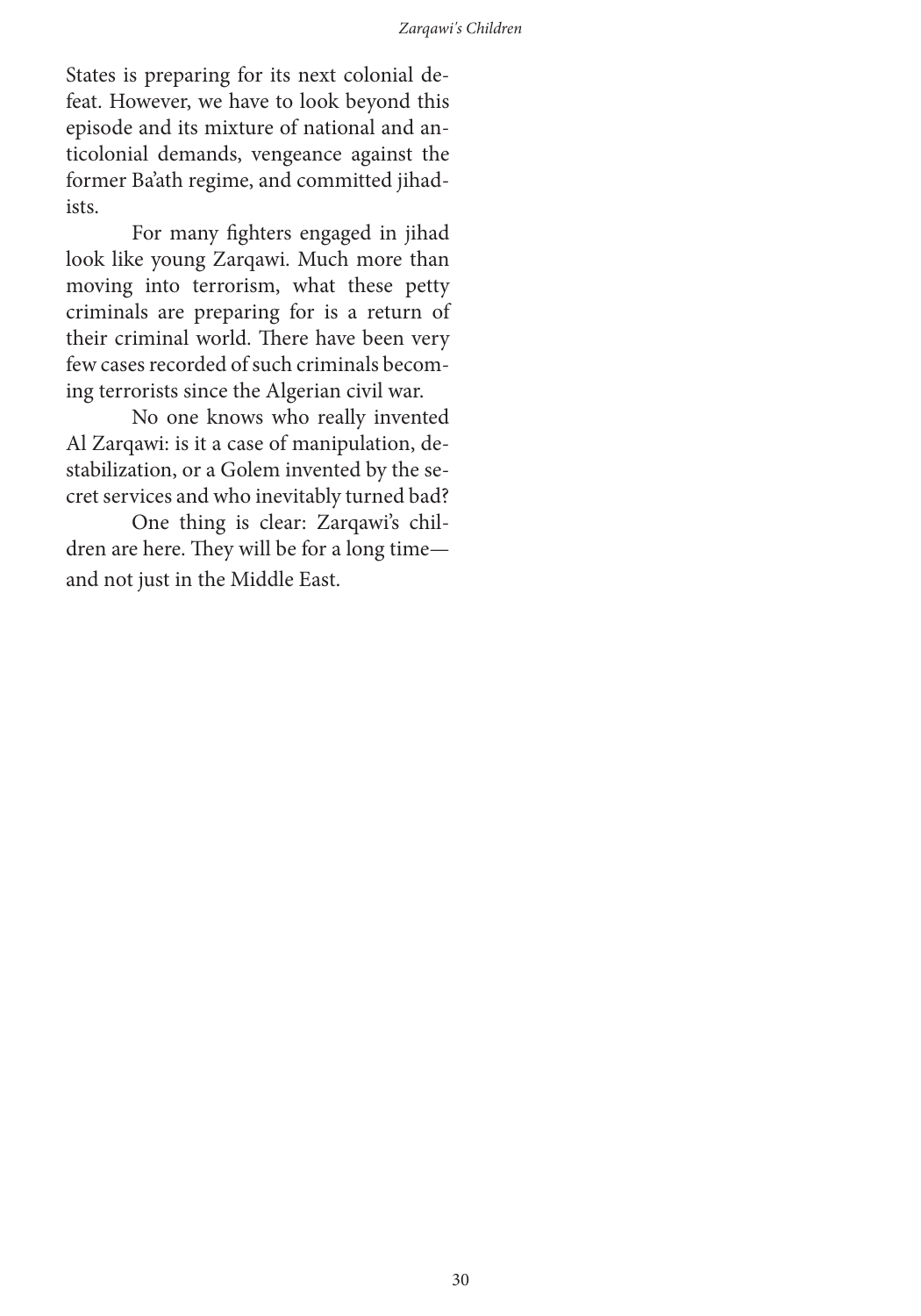States is preparing for its next colonial defeat. However, we have to look beyond this episode and its mixture of national and anticolonial demands, vengeance against the former Ba'ath regime, and committed jihadists.

For many fighters engaged in jihad look like young Zarqawi. Much more than moving into terrorism, what these petty criminals are preparing for is a return of their criminal world. There have been very few cases recorded of such criminals becoming terrorists since the Algerian civil war.

No one knows who really invented Al Zarqawi: is it a case of manipulation, destabilization, or a Golem invented by the secret services and who inevitably turned bad?

One thing is clear: Zarqawi's children are here. They will be for a long time—and not just in the Middle East.